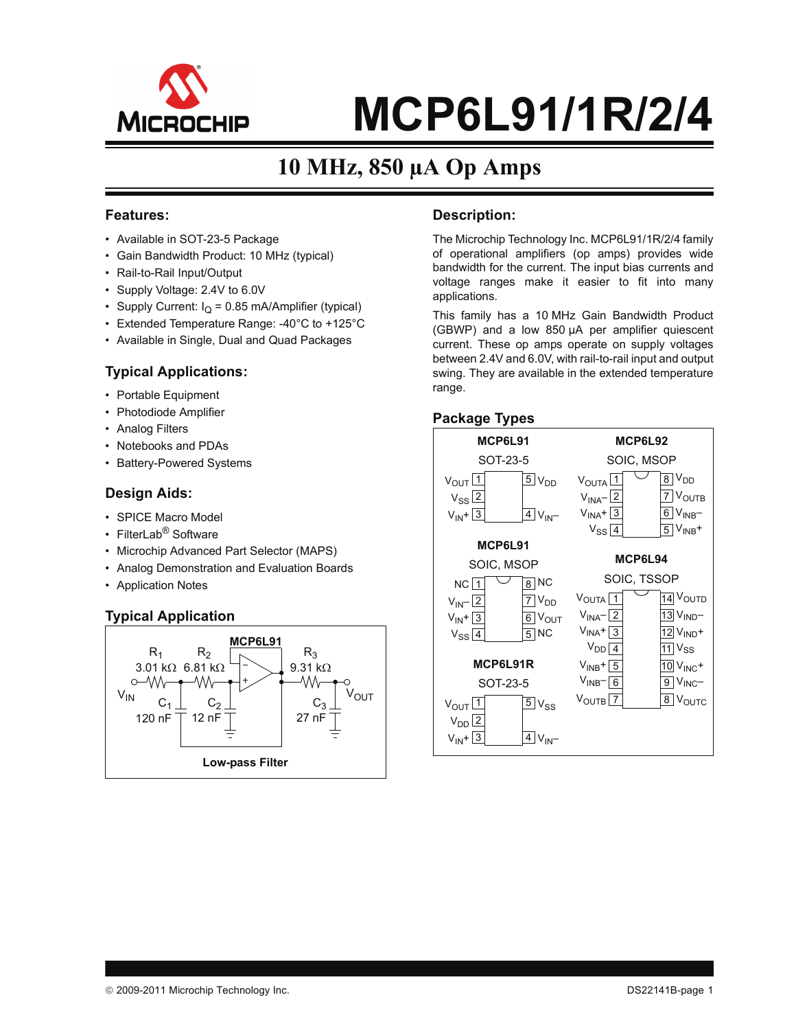# MCP6L91/1R/2/4

## 10 MHz, 850 µA Op Amps

## Features:

- Available in SOT-23-5 Package
- Gain Bandwidth Product: 10 MHz (typical)
- Rail-to-Rail Input/Output
- Supply Voltage: 2.4V to 6.0V
- Supply Current: $I_Q$ = 0.85 mA/Amplifier (typical)
- Extended Temperature Range: -40°C to +125°C
- Available in Single, Dual and Quad Packages

## Typical Applications:

- Portable Equipment
- Photodiode Amplifier
- Analog Filters
- Notebooks and PDAs
- Battery-Powered Systems

## Design Aids:

- SPICE Macro Model
- FilterLab® Software
- Microchip Advanced Part Selector (MAPS)
- Analog Demonstration and Evaluation Boards
- Application Notes

## Typical Application

MCP6L91

$R_1$ 3.01 kΩ, $R_2$ 6.81 kΩ, $R_3$ 9.31 kΩ, $V_{IN}$, $V_{OUT}$, $C_1$ 120 nF, $C_2$ 12 nF, $C_3$ 27 nF

**Low-pass Filter**

## Description:

The Microchip Technology Inc. MCP6L91/1R/2/4 family of operational amplifiers (op amps) provides wide bandwidth for the current. The input bias currents and voltage ranges make it easier to fit into many applications.

This family has a 10 MHz Gain Bandwidth Product (GBWP) and a low 850 µA per amplifier quiescent current. These op amps operate on supply voltages between 2.4V and 6.0V, with rail-to-rail input and output swing. They are available in the extended temperature range.

## Package Types

**MCP6L91** SOT-23-5

| Pin | Name | Pin | Name |
|---|---|---|---|
| 1 | $V_{OUT}$ | 5 | $V_{DD}$ |
| 2 | $V_{SS}$ | | |
| 3 | $V_{IN}+$ | 4 | $V_{IN}-$ |

**MCP6L91** SOIC, MSOP

| Pin | Name | Pin | Name |
|---|---|---|---|
| 1 | NC | 8 | NC |
| 2 | $V_{IN}-$ | 7 | $V_{DD}$ |
| 3 | $V_{IN}+$ | 6 | $V_{OUT}$ |
| 4 | $V_{SS}$ | 5 | NC |

**MCP6L91R** SOT-23-5

| Pin | Name | Pin | Name |
|---|---|---|---|
| 1 | $V_{OUT}$ | 5 | $V_{SS}$ |
| 2 | $V_{DD}$ | | |
| 3 | $V_{IN}+$ | 4 | $V_{IN}-$ |

**MCP6L92** SOIC, MSOP

| Pin | Name | Pin | Name |
|---|---|---|---|
| 1 | $V_{OUTA}$ | 8 | $V_{DD}$ |
| 2 | $V_{INA}-$ | 7 | $V_{OUTB}$ |
| 3 | $V_{INA}+$ | 6 | $V_{INB}-$ |
| 4 | $V_{SS}$ | 5 | $V_{INB}+$ |

**MCP6L94** SOIC, TSSOP

| Pin | Name | Pin | Name |
|---|---|---|---|
| 1 | $V_{OUTA}$ | 14 | $V_{OUTD}$ |
| 2 | $V_{INA}-$ | 13 | $V_{IND}-$ |
| 3 | $V_{INA}+$ | 12 | $V_{IND}+$ |
| 4 | $V_{DD}$ | 11 | $V_{SS}$ |
| 5 | $V_{INB}+$ | 10 | $V_{INC}+$ |
| 6 | $V_{INB}-$ | 9 | $V_{INC}-$ |
| 7 | $V_{OUTB}$ | 8 | $V_{OUTC}$ |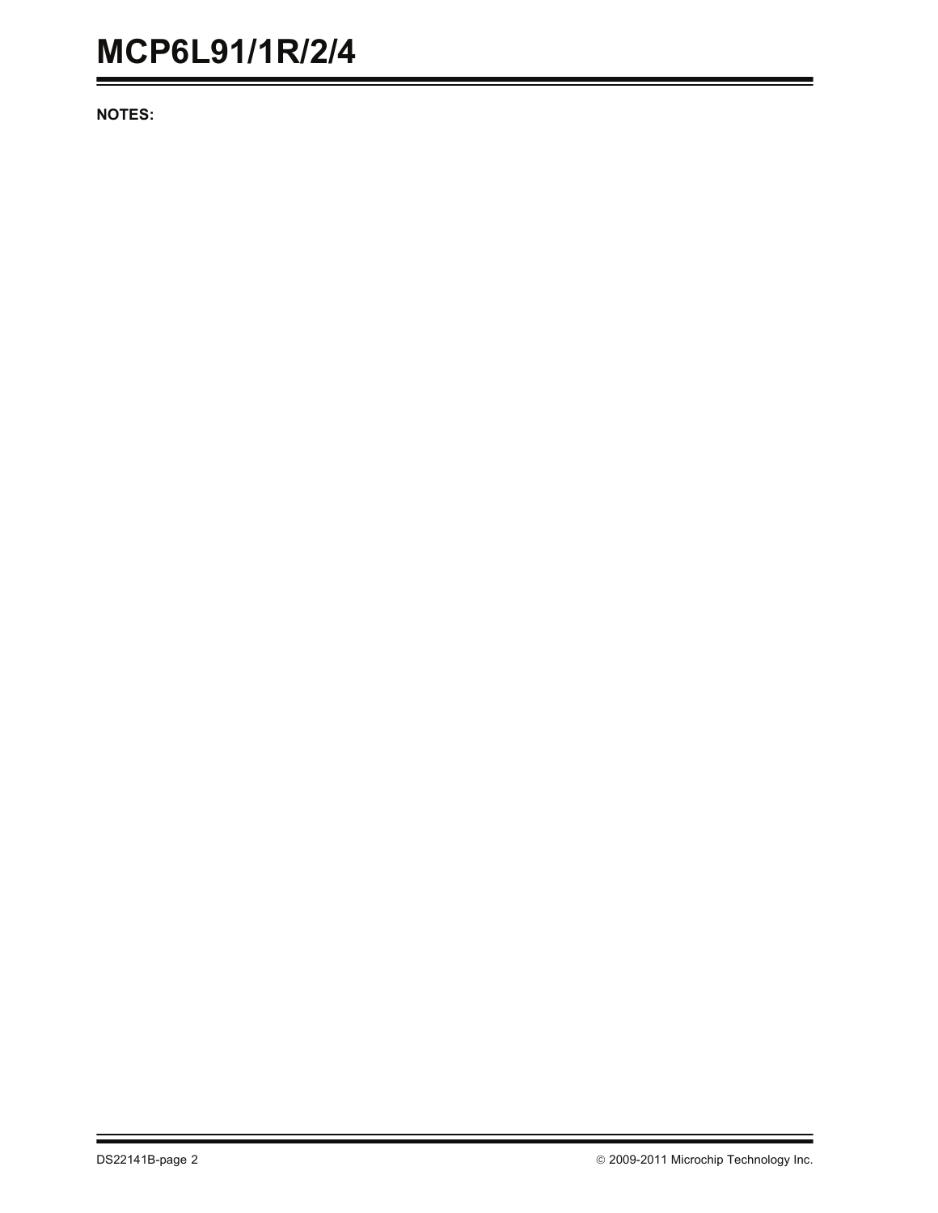**NOTES:**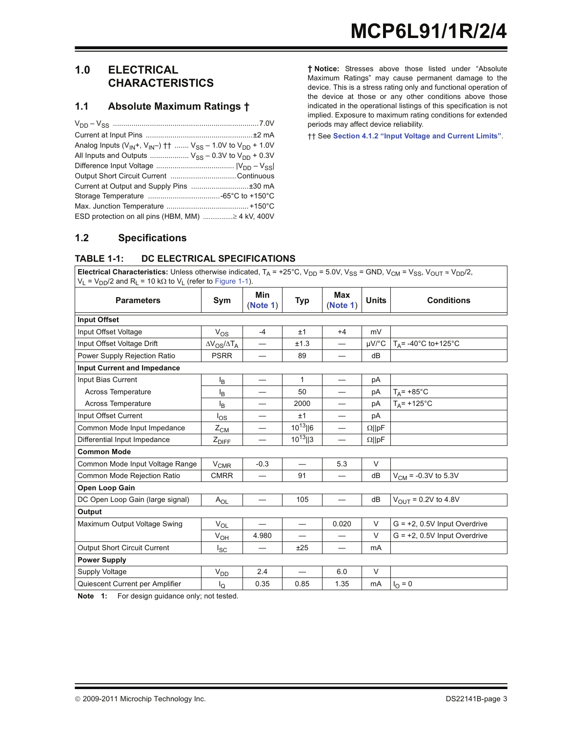# 1.0 ELECTRICAL CHARACTERISTICS

## 1.1 Absolute Maximum Ratings †

$V_{DD} - V_{SS}$ ....................................................................7.0V

Current at Input Pins ....................................................±2 mA

Analog Inputs ($V_{IN}$+, $V_{IN}$–) †† ....... $V_{SS}$ – 1.0V to $V_{DD}$ + 1.0V

All Inputs and Outputs .................. $V_{SS}$ – 0.3V to $V_{DD}$ + 0.3V

Difference Input Voltage ...................................... $|V_{DD} - V_{SS}|$

Output Short Circuit Current ................................Continuous

Current at Output and Supply Pins ............................±30 mA

Storage Temperature ...................................-65°C to +150°C

Max. Junction Temperature ........................................ +150°C

ESD protection on all pins (HBM, MM) ................≥ 4 kV, 400V

**† Notice:** Stresses above those listed under “Absolute Maximum Ratings” may cause permanent damage to the device. This is a stress rating only and functional operation of the device at those or any other conditions above those indicated in the operational listings of this specification is not implied. Exposure to maximum rating conditions for extended periods may affect device reliability.

†† See **Section 4.1.2 “Input Voltage and Current Limits”**.

## 1.2 Specifications

### TABLE 1-1: DC ELECTRICAL SPECIFICATIONS

**Electrical Characteristics:** Unless otherwise indicated, $T_A$ = +25°C, $V_{DD}$ = 5.0V, $V_{SS}$ = GND, $V_{CM}$ = $V_{SS}$, $V_{OUT} \approx V_{DD}/2$, $V_L = V_{DD}/2$ and $R_L$ = 10 kΩ to $V_L$ (refer to Figure 1-1).

| Parameters | Sym | Min (Note 1) | Typ | Max (Note 1) | Units | Conditions |
|---|---|---|---|---|---|---|
| **Input Offset** | | | | | | |
| Input Offset Voltage | $V_{OS}$ | -4 | ±1 | +4 | mV | |
| Input Offset Voltage Drift | $\Delta V_{OS}/\Delta T_A$ | — | ±1.3 | — | µV/°C | $T_A$= -40°C to+125°C |
| Power Supply Rejection Ratio | PSRR | — | 89 | — | dB | |
| **Input Current and Impedance** | | | | | | |
| Input Bias Current | $I_B$ | — | 1 | — | pA | |
| Across Temperature | $I_B$ | — | 50 | — | pA | $T_A$= +85°C |
| Across Temperature | $I_B$ | — | 2000 | — | pA | $T_A$= +125°C |
| Input Offset Current | $I_{OS}$ | — | ±1 | — | pA | |
| Common Mode Input Impedance | $Z_{CM}$ | — | $10^{13}$‖6 | — | Ω‖pF | |
| Differential Input Impedance | $Z_{DIFF}$ | — | $10^{13}$‖3 | — | Ω‖pF | |
| **Common Mode** | | | | | | |
| Common Mode Input Voltage Range | $V_{CMR}$ | -0.3 | — | 5.3 | V | |
| Common Mode Rejection Ratio | CMRR | — | 91 | — | dB | $V_{CM}$ = -0.3V to 5.3V |
| **Open Loop Gain** | | | | | | |
| DC Open Loop Gain (large signal) | $A_{OL}$ | — | 105 | — | dB | $V_{OUT}$ = 0.2V to 4.8V |
| **Output** | | | | | | |
| Maximum Output Voltage Swing | $V_{OL}$ | — | — | 0.020 | V | G = +2, 0.5V Input Overdrive |
| | $V_{OH}$ | 4.980 | — | — | V | G = +2, 0.5V Input Overdrive |
| Output Short Circuit Current | $I_{SC}$ | — | ±25 | — | mA | |
| **Power Supply** | | | | | | |
| Supply Voltage | $V_{DD}$ | 2.4 | — | 6.0 | V | |
| Quiescent Current per Amplifier | $I_Q$ | 0.35 | 0.85 | 1.35 | mA | $I_O$ = 0 |

**Note 1:** For design guidance only; not tested.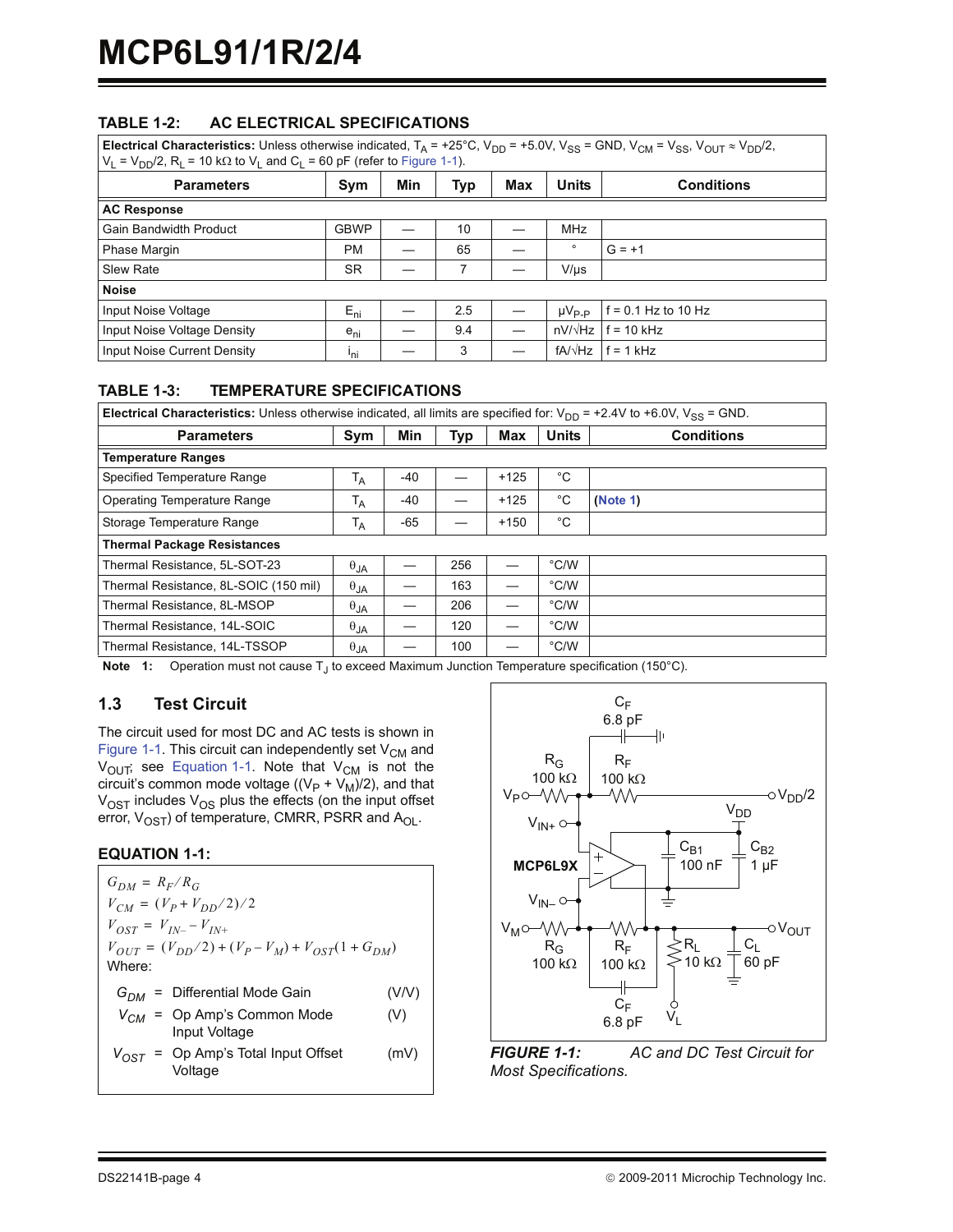## TABLE 1-2: AC ELECTRICAL SPECIFICATIONS

| **Electrical Characteristics:** Unless otherwise indicated, $T_A$ = +25°C, $V_{DD}$ = +5.0V, $V_{SS}$ = GND, $V_{CM} = V_{SS}$, $V_{OUT} \approx V_{DD}/2$, $V_L = V_{DD}/2$, $R_L$ = 10 kΩ to $V_L$ and $C_L$ = 60 pF (refer to Figure 1-1). | | | | | | |
|---|---|---|---|---|---|---|
| **Parameters** | **Sym** | **Min** | **Typ** | **Max** | **Units** | **Conditions** |
| **AC Response** | | | | | | |
| Gain Bandwidth Product | GBWP | — | 10 | — | MHz | |
| Phase Margin | PM | — | 65 | — | ° | G = +1 |
| Slew Rate | SR | — | 7 | — | V/µs | |
| **Noise** | | | | | | |
| Input Noise Voltage | $E_{ni}$ | — | 2.5 | — | $\mu V_{P-P}$ | f = 0.1 Hz to 10 Hz |
| Input Noise Voltage Density | $e_{ni}$ | — | 9.4 | — | nV/√Hz | f = 10 kHz |
| Input Noise Current Density | $i_{ni}$ | — | 3 | — | fA/√Hz | f = 1 kHz |

## TABLE 1-3: TEMPERATURE SPECIFICATIONS

| **Electrical Characteristics:** Unless otherwise indicated, all limits are specified for: $V_{DD}$ = +2.4V to +6.0V, $V_{SS}$ = GND. | | | | | | |
|---|---|---|---|---|---|---|
| **Parameters** | **Sym** | **Min** | **Typ** | **Max** | **Units** | **Conditions** |
| **Temperature Ranges** | | | | | | |
| Specified Temperature Range | $T_A$ | -40 | — | +125 | °C | |
| Operating Temperature Range | $T_A$ | -40 | — | +125 | °C | (Note 1) |
| Storage Temperature Range | $T_A$ | -65 | — | +150 | °C | |
| **Thermal Package Resistances** | | | | | | |
| Thermal Resistance, 5L-SOT-23 | $\theta_{JA}$ | — | 256 | — | °C/W | |
| Thermal Resistance, 8L-SOIC (150 mil) | $\theta_{JA}$ | — | 163 | — | °C/W | |
| Thermal Resistance, 8L-MSOP | $\theta_{JA}$ | — | 206 | — | °C/W | |
| Thermal Resistance, 14L-SOIC | $\theta_{JA}$ | — | 120 | — | °C/W | |
| Thermal Resistance, 14L-TSSOP | $\theta_{JA}$ | — | 100 | — | °C/W | |

**Note 1:** Operation must not cause $T_J$ to exceed Maximum Junction Temperature specification (150°C).

## 1.3 Test Circuit

The circuit used for most DC and AC tests is shown in Figure 1-1. This circuit can independently set $V_{CM}$ and $V_{OUT}$; see Equation 1-1. Note that $V_{CM}$ is not the circuit's common mode voltage ($(V_P + V_M)/2$), and that $V_{OST}$ includes $V_{OS}$ plus the effects (on the input offset error, $V_{OST}$) of temperature, CMRR, PSRR and $A_{OL}$.

### EQUATION 1-1:

$$G_{DM} = R_F / R_G$$

$$V_{CM} = (V_P + V_{DD}/2)/2$$

$$V_{OST} = V_{IN-} - V_{IN+}$$

$$V_{OUT} = (V_{DD}/2) + (V_P - V_M) + V_{OST}(1 + G_{DM})$$

Where:

| | | | |
|---|---|---|---|
| $G_{DM}$ | = | Differential Mode Gain | (V/V) |
| $V_{CM}$ | = | Op Amp's Common Mode Input Voltage | (V) |
| $V_{OST}$ | = | Op Amp's Total Input Offset Voltage | (mV) |

*FIGURE 1-1: AC and DC Test Circuit for Most Specifications.*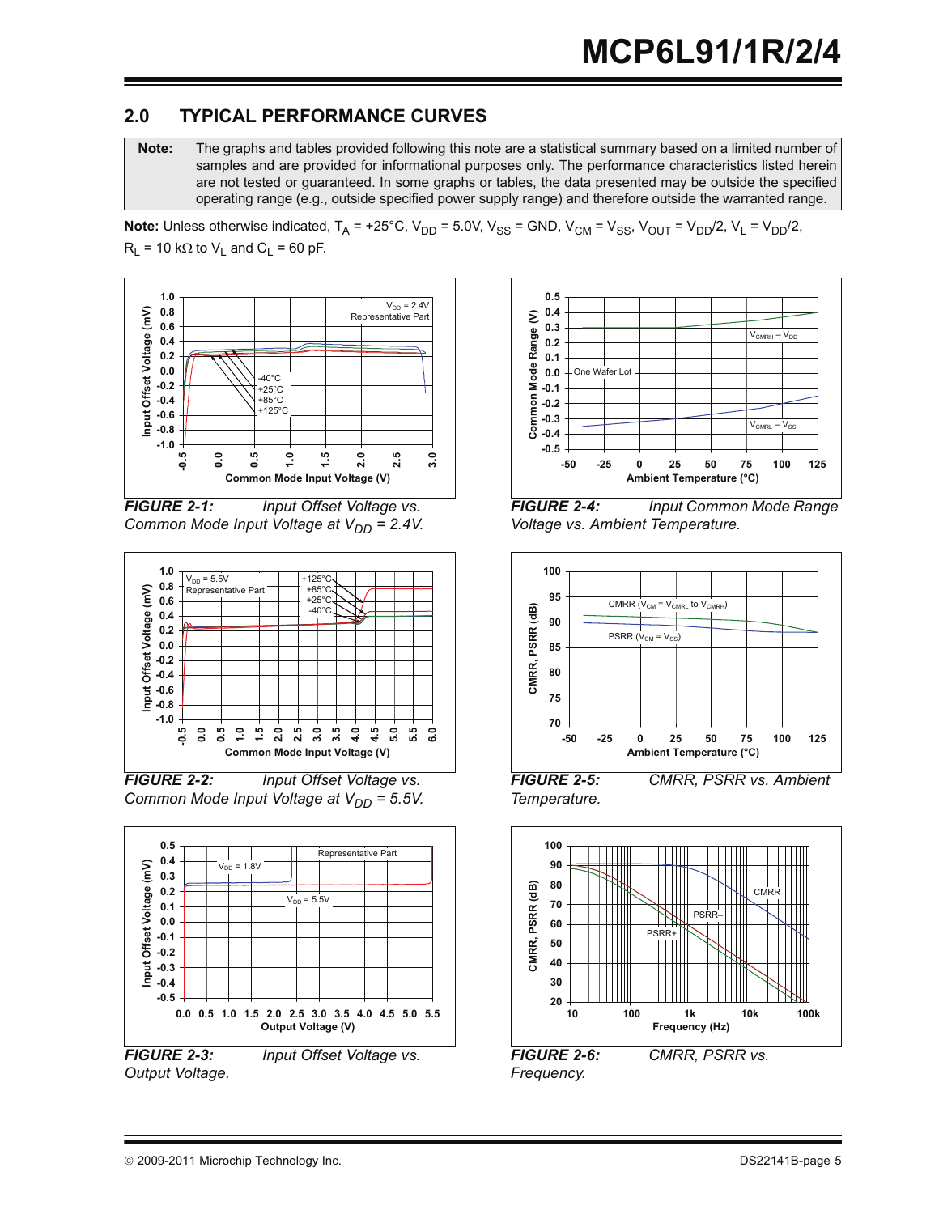## 2.0 TYPICAL PERFORMANCE CURVES

| **Note:** | The graphs and tables provided following this note are a statistical summary based on a limited number of samples and are provided for informational purposes only. The performance characteristics listed herein are not tested or guaranteed. In some graphs or tables, the data presented may be outside the specified operating range (e.g., outside specified power supply range) and therefore outside the warranted range. |
|---|---|

**Note:** Unless otherwise indicated, $T_A$ = +25°C, $V_{DD}$ = 5.0V, $V_{SS}$ = GND, $V_{CM} = V_{SS}$, $V_{OUT} = V_{DD}/2$, $V_L = V_{DD}/2$, $R_L$ = 10 kΩ to $V_L$ and $C_L$ = 60 pF.

***FIGURE 2-1:*** *Input Offset Voltage vs. Common Mode Input Voltage at $V_{DD}$ = 2.4V.*

***FIGURE 2-2:*** *Input Offset Voltage vs. Common Mode Input Voltage at $V_{DD}$ = 5.5V.*

***FIGURE 2-3:*** *Input Offset Voltage vs. Output Voltage.*

***FIGURE 2-4:*** *Input Common Mode Range Voltage vs. Ambient Temperature.*

***FIGURE 2-5:*** *CMRR, PSRR vs. Ambient Temperature.*

***FIGURE 2-6:*** *CMRR, PSRR vs. Frequency.*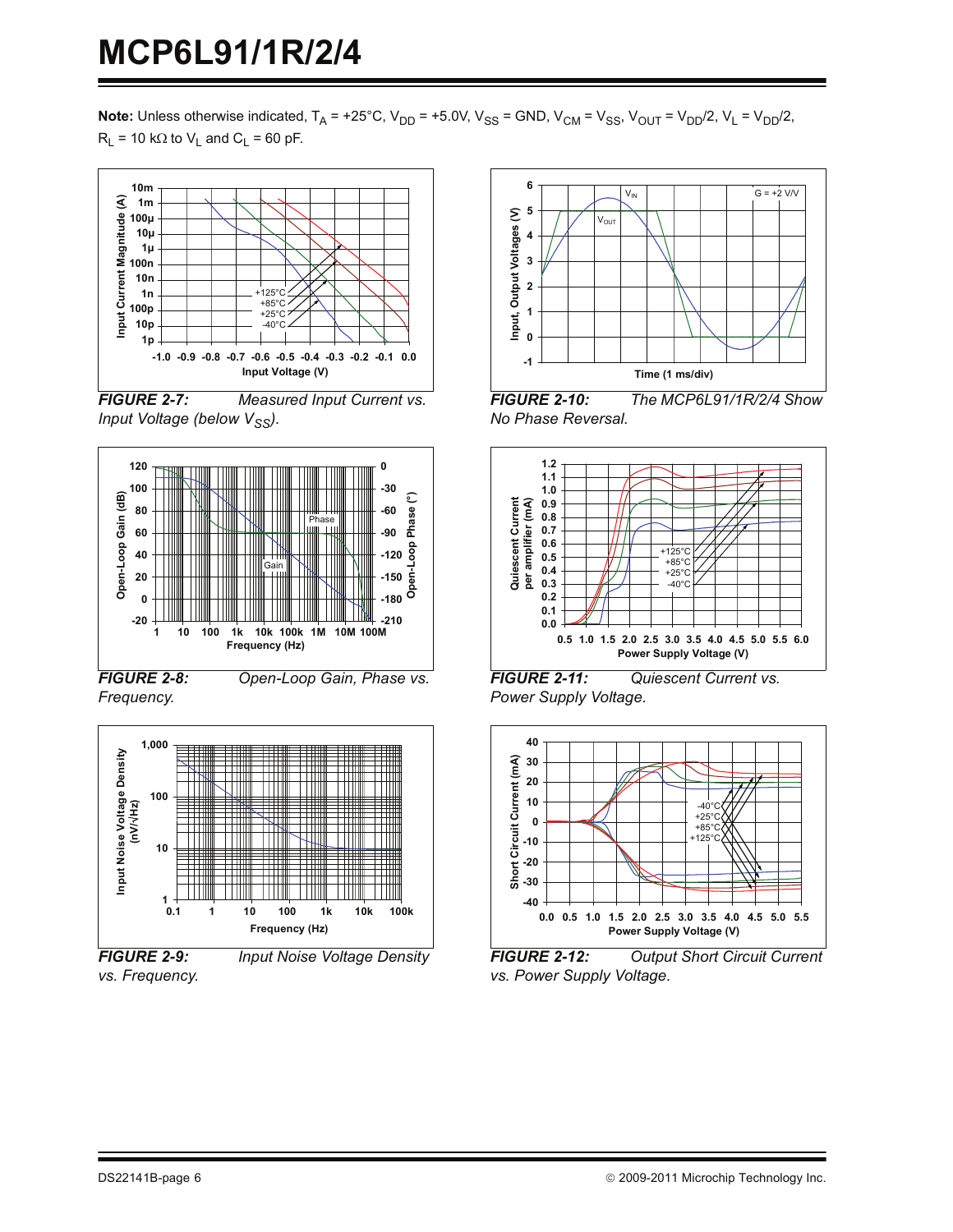**Note:** Unless otherwise indicated, $T_A$ = +25°C, $V_{DD}$ = +5.0V, $V_{SS}$ = GND, $V_{CM}$ = $V_{SS}$, $V_{OUT}$ = $V_{DD}/2$, $V_L$ = $V_{DD}/2$, $R_L$ = 10 kΩ to $V_L$ and $C_L$ = 60 pF.

***FIGURE 2-7:*** *Measured Input Current vs. Input Voltage (below $V_{SS}$).*

***FIGURE 2-8:*** *Open-Loop Gain, Phase vs. Frequency.*

***FIGURE 2-9:*** *Input Noise Voltage Density vs. Frequency.*

***FIGURE 2-10:*** *The MCP6L91/1R/2/4 Show No Phase Reversal.*

***FIGURE 2-11:*** *Quiescent Current vs. Power Supply Voltage.*

***FIGURE 2-12:*** *Output Short Circuit Current vs. Power Supply Voltage.*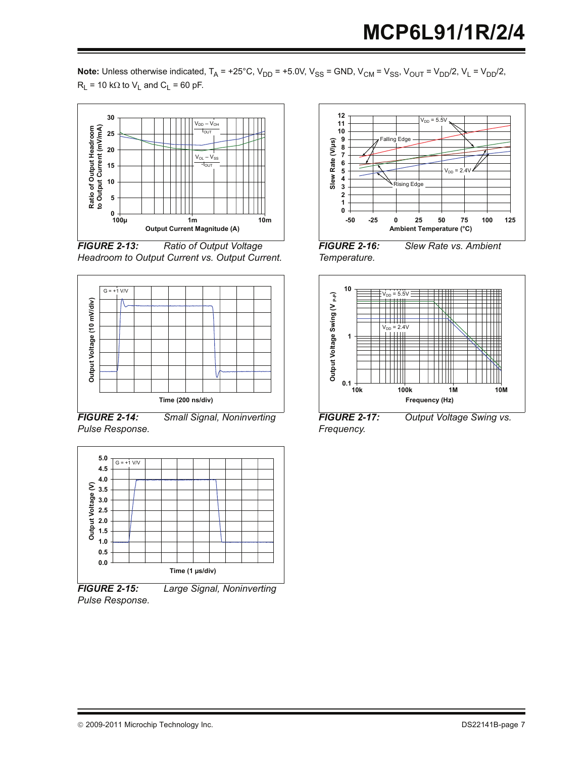**Note:** Unless otherwise indicated, $T_A$ = +25°C, $V_{DD}$ = +5.0V, $V_{SS}$ = GND, $V_{CM}$ = $V_{SS}$, $V_{OUT}$ = $V_{DD}/2$, $V_L$ = $V_{DD}/2$, $R_L$ = 10 kΩ to $V_L$ and $C_L$ = 60 pF.

***FIGURE 2-13:*** *Ratio of Output Voltage Headroom to Output Current vs. Output Current.*

***FIGURE 2-14:*** *Small Signal, Noninverting Pulse Response.*

***FIGURE 2-15:*** *Large Signal, Noninverting Pulse Response.*

***FIGURE 2-16:*** *Slew Rate vs. Ambient Temperature.*

***FIGURE 2-17:*** *Output Voltage Swing vs. Frequency.*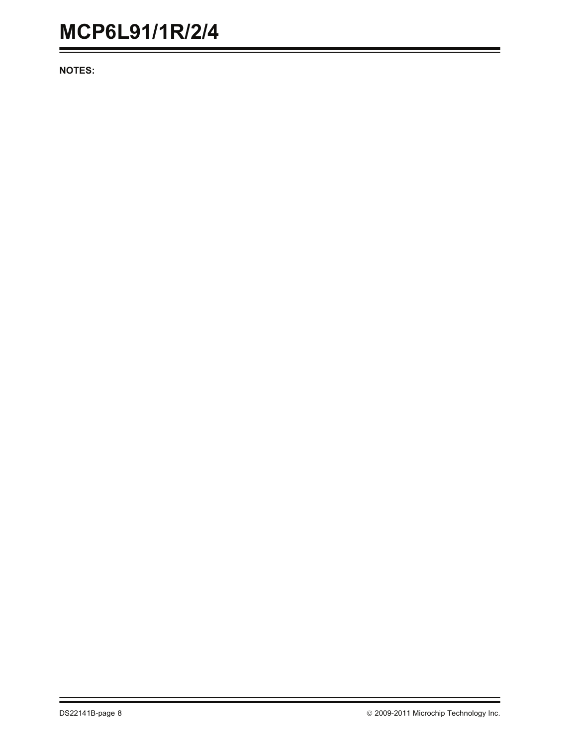**NOTES:**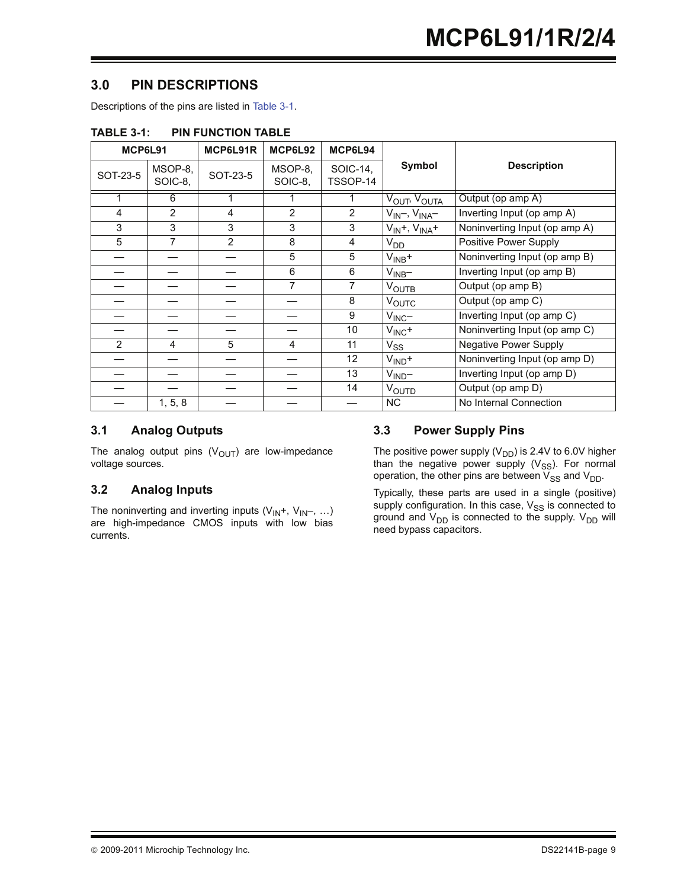## 3.0 PIN DESCRIPTIONS

Descriptions of the pins are listed in Table 3-1.

**TABLE 3-1: PIN FUNCTION TABLE**

| MCP6L91 | | MCP6L91R | MCP6L92 | MCP6L94 | Symbol | Description |
|---|---|---|---|---|---|---|
| SOT-23-5 | MSOP-8, SOIC-8, | SOT-23-5 | MSOP-8, SOIC-8, | SOIC-14, TSSOP-14 | | |
| 1 | 6 | 1 | 1 | 1 | $V_{OUT}$, $V_{OUTA}$ | Output (op amp A) |
| 4 | 2 | 4 | 2 | 2 | $V_{IN}$–, $V_{INA}$– | Inverting Input (op amp A) |
| 3 | 3 | 3 | 3 | 3 | $V_{IN}$+, $V_{INA}$+ | Noninverting Input (op amp A) |
| 5 | 7 | 2 | 8 | 4 | $V_{DD}$ | Positive Power Supply |
| — | — | — | 5 | 5 | $V_{INB}$+ | Noninverting Input (op amp B) |
| — | — | — | 6 | 6 | $V_{INB}$– | Inverting Input (op amp B) |
| — | — | — | 7 | 7 | $V_{OUTB}$ | Output (op amp B) |
| — | — | — | — | 8 | $V_{OUTC}$ | Output (op amp C) |
| — | — | — | — | 9 | $V_{INC}$– | Inverting Input (op amp C) |
| — | — | — | — | 10 | $V_{INC}$+ | Noninverting Input (op amp C) |
| 2 | 4 | 5 | 4 | 11 | $V_{SS}$ | Negative Power Supply |
| — | — | — | — | 12 | $V_{IND}$+ | Noninverting Input (op amp D) |
| — | — | — | — | 13 | $V_{IND}$– | Inverting Input (op amp D) |
| — | — | — | — | 14 | $V_{OUTD}$ | Output (op amp D) |
| — | 1, 5, 8 | — | — | — | NC | No Internal Connection |

### 3.1 Analog Outputs

The analog output pins ($V_{OUT}$) are low-impedance voltage sources.

### 3.2 Analog Inputs

The noninverting and inverting inputs ($V_{IN}$+, $V_{IN}$–, …) are high-impedance CMOS inputs with low bias currents.

### 3.3 Power Supply Pins

The positive power supply ($V_{DD}$) is 2.4V to 6.0V higher than the negative power supply ($V_{SS}$). For normal operation, the other pins are between $V_{SS}$ and $V_{DD}$.

Typically, these parts are used in a single (positive) supply configuration. In this case, $V_{SS}$ is connected to ground and $V_{DD}$ is connected to the supply. $V_{DD}$ will need bypass capacitors.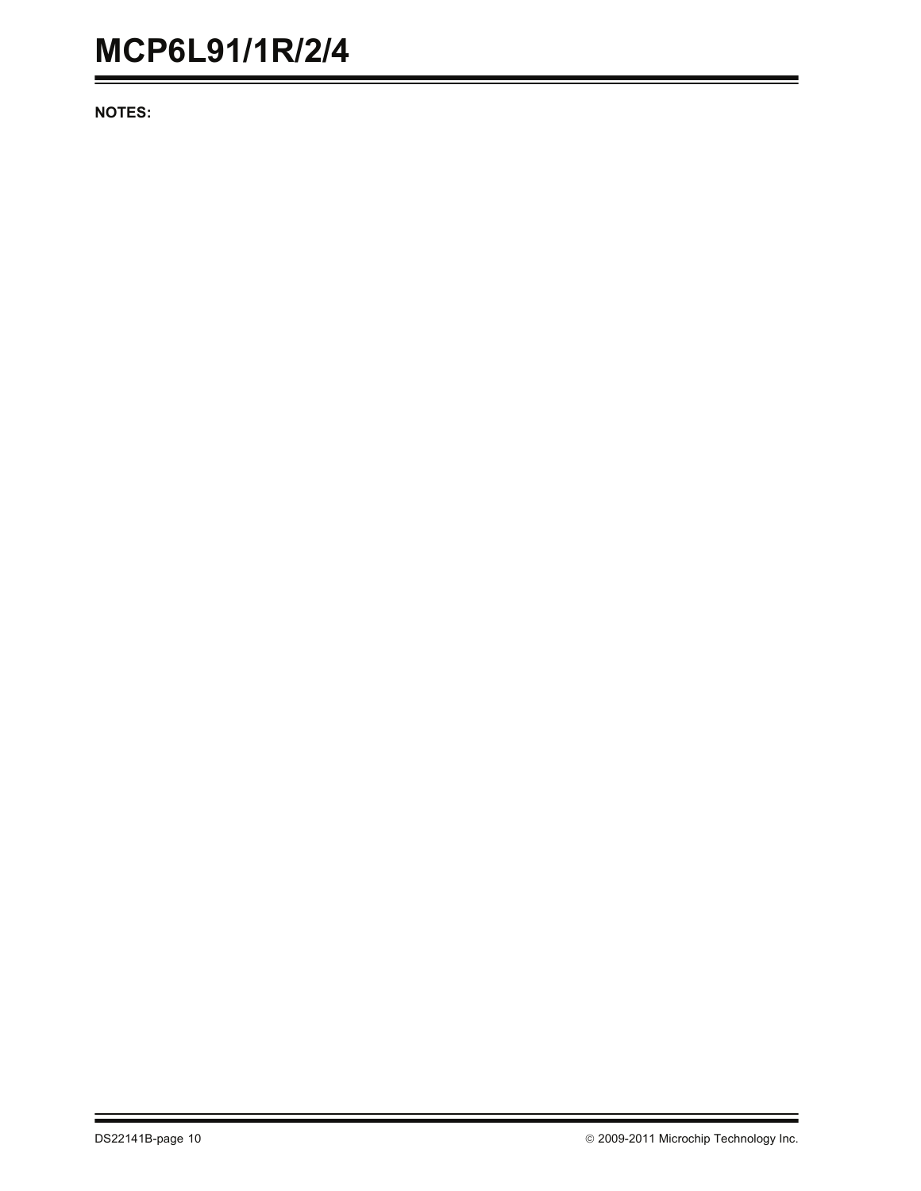**NOTES:**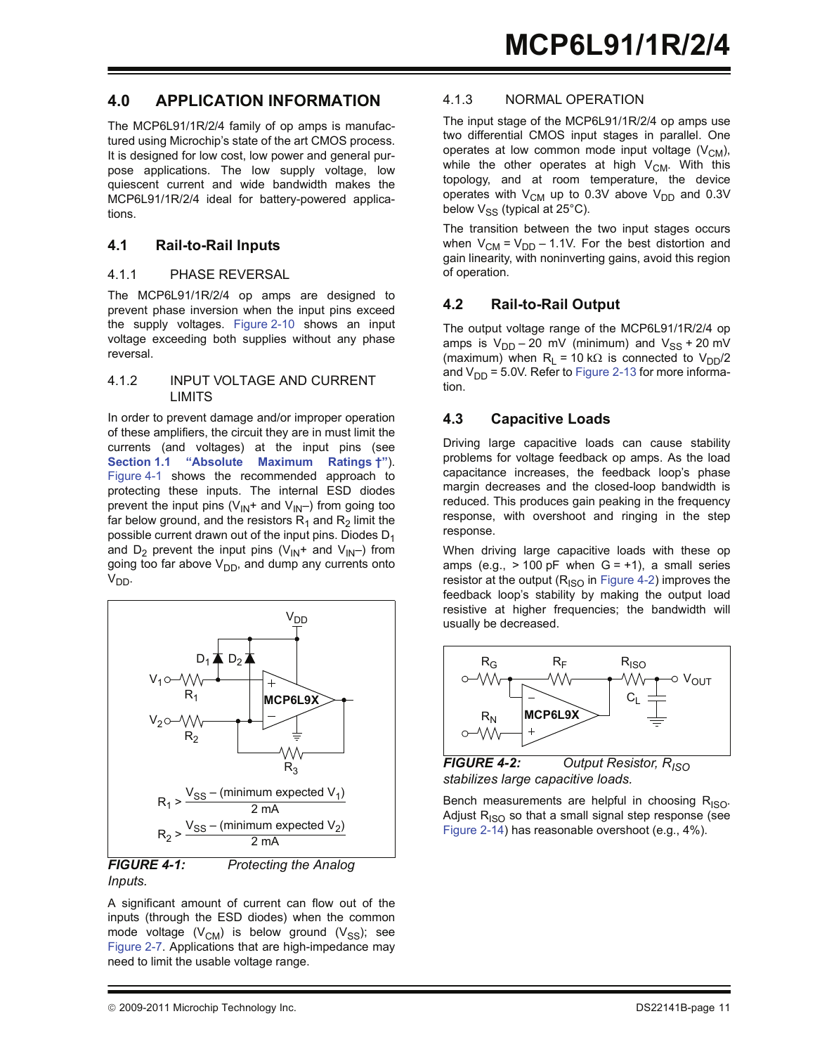# 4.0 APPLICATION INFORMATION

The MCP6L91/1R/2/4 family of op amps is manufactured using Microchip's state of the art CMOS process. It is designed for low cost, low power and general purpose applications. The low supply voltage, low quiescent current and wide bandwidth makes the MCP6L91/1R/2/4 ideal for battery-powered applications.

## 4.1 Rail-to-Rail Inputs

### 4.1.1 PHASE REVERSAL

The MCP6L91/1R/2/4 op amps are designed to prevent phase inversion when the input pins exceed the supply voltages. Figure 2-10 shows an input voltage exceeding both supplies without any phase reversal.

### 4.1.2 INPUT VOLTAGE AND CURRENT LIMITS

In order to prevent damage and/or improper operation of these amplifiers, the circuit they are in must limit the currents (and voltages) at the input pins (see **Section 1.1 "Absolute Maximum Ratings †"**). Figure 4-1 shows the recommended approach to protecting these inputs. The internal ESD diodes prevent the input pins ($V_{IN}+$ and $V_{IN}-$) from going too far below ground, and the resistors $R_1$ and $R_2$ limit the possible current drawn out of the input pins. Diodes $D_1$ and $D_2$ prevent the input pins ($V_{IN}+$ and $V_{IN}-$) from going too far above $V_{DD}$, and dump any currents onto $V_{DD}$.

$$R_1 > \frac{V_{SS} - (\text{minimum expected } V_1)}{2\text{ mA}}$$

$$R_2 > \frac{V_{SS} - (\text{minimum expected } V_2)}{2\text{ mA}}$$

***FIGURE 4-1:*** *Protecting the Analog Inputs.*

A significant amount of current can flow out of the inputs (through the ESD diodes) when the common mode voltage ($V_{CM}$) is below ground ($V_{SS}$); see Figure 2-7. Applications that are high-impedance may need to limit the usable voltage range.

### 4.1.3 NORMAL OPERATION

The input stage of the MCP6L91/1R/2/4 op amps use two differential CMOS input stages in parallel. One operates at low common mode input voltage ($V_{CM}$), while the other operates at high $V_{CM}$. With this topology, and at room temperature, the device operates with $V_{CM}$ up to 0.3V above $V_{DD}$ and 0.3V below $V_{SS}$ (typical at 25°C).

The transition between the two input stages occurs when $V_{CM} = V_{DD} - 1.1V$. For the best distortion and gain linearity, with noninverting gains, avoid this region of operation.

## 4.2 Rail-to-Rail Output

The output voltage range of the MCP6L91/1R/2/4 op amps is $V_{DD}$ – 20 mV (minimum) and $V_{SS}$ + 20 mV (maximum) when $R_L$ = 10 kΩ is connected to $V_{DD}/2$ and $V_{DD}$ = 5.0V. Refer to Figure 2-13 for more information.

## 4.3 Capacitive Loads

Driving large capacitive loads can cause stability problems for voltage feedback op amps. As the load capacitance increases, the feedback loop's phase margin decreases and the closed-loop bandwidth is reduced. This produces gain peaking in the frequency response, with overshoot and ringing in the step response.

When driving large capacitive loads with these op amps (e.g., > 100 pF when G = +1), a small series resistor at the output ($R_{ISO}$ in Figure 4-2) improves the feedback loop's stability by making the output load resistive at higher frequencies; the bandwidth will usually be decreased.

***FIGURE 4-2:*** *Output Resistor, $R_{ISO}$ stabilizes large capacitive loads.*

Bench measurements are helpful in choosing $R_{ISO}$. Adjust $R_{ISO}$ so that a small signal step response (see Figure 2-14) has reasonable overshoot (e.g., 4%).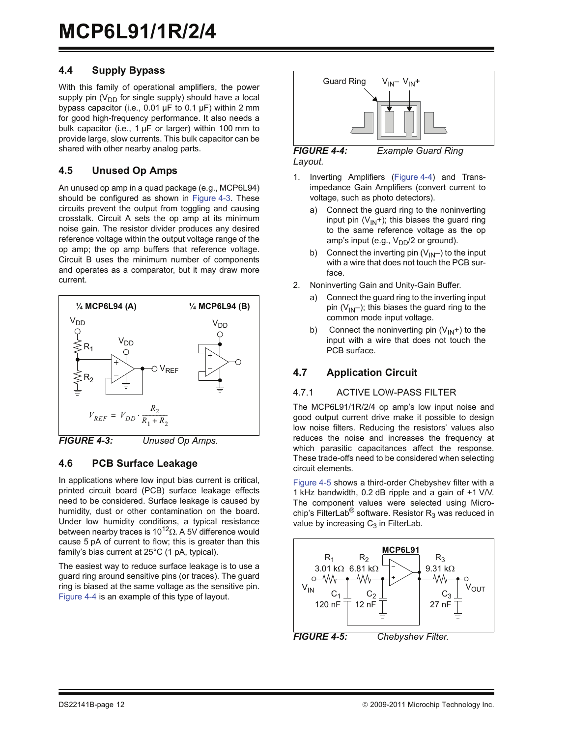## 4.4 Supply Bypass

With this family of operational amplifiers, the power supply pin ($V_{DD}$ for single supply) should have a local bypass capacitor (i.e., 0.01 µF to 0.1 µF) within 2 mm for good high-frequency performance. It also needs a bulk capacitor (i.e., 1 µF or larger) within 100 mm to provide large, slow currents. This bulk capacitor can be shared with other nearby analog parts.

## 4.5 Unused Op Amps

An unused op amp in a quad package (e.g., MCP6L94) should be configured as shown in Figure 4-3. These circuits prevent the output from toggling and causing crosstalk. Circuit A sets the op amp at its minimum noise gain. The resistor divider produces any desired reference voltage within the output voltage range of the op amp; the op amp buffers that reference voltage. Circuit B uses the minimum number of components and operates as a comparator, but it may draw more current.

$$V_{REF} = V_{DD} \cdot \frac{R_2}{R_1 + R_2}$$

***FIGURE 4-3:*** *Unused Op Amps.*

## 4.6 PCB Surface Leakage

In applications where low input bias current is critical, printed circuit board (PCB) surface leakage effects need to be considered. Surface leakage is caused by humidity, dust or other contamination on the board. Under low humidity conditions, a typical resistance between nearby traces is $10^{12}\Omega$. A 5V difference would cause 5 pA of current to flow; this is greater than this family's bias current at 25°C (1 pA, typical).

The easiest way to reduce surface leakage is to use a guard ring around sensitive pins (or traces). The guard ring is biased at the same voltage as the sensitive pin. Figure 4-4 is an example of this type of layout.

***FIGURE 4-4:*** *Example Guard Ring Layout.*

1. Inverting Amplifiers (Figure 4-4) and Transimpedance Gain Amplifiers (convert current to voltage, such as photo detectors).
   a) Connect the guard ring to the noninverting input pin ($V_{IN}+$); this biases the guard ring to the same reference voltage as the op amp's input (e.g., $V_{DD}/2$ or ground).
   b) Connect the inverting pin ($V_{IN}–$) to the input with a wire that does not touch the PCB surface.
2. Noninverting Gain and Unity-Gain Buffer.
   a) Connect the guard ring to the inverting input pin ($V_{IN}–$); this biases the guard ring to the common mode input voltage.
   b) Connect the noninverting pin ($V_{IN}+$) to the input with a wire that does not touch the PCB surface.

## 4.7 Application Circuit

### 4.7.1 ACTIVE LOW-PASS FILTER

The MCP6L91/1R/2/4 op amp's low input noise and good output current drive make it possible to design low noise filters. Reducing the resistors' values also reduces the noise and increases the frequency at which parasitic capacitances affect the response. These trade-offs need to be considered when selecting circuit elements.

Figure 4-5 shows a third-order Chebyshev filter with a 1 kHz bandwidth, 0.2 dB ripple and a gain of +1 V/V. The component values were selected using Microchip's FilterLab® software. Resistor $R_3$ was reduced in value by increasing $C_3$ in FilterLab.

***FIGURE 4-5:*** *Chebyshev Filter.*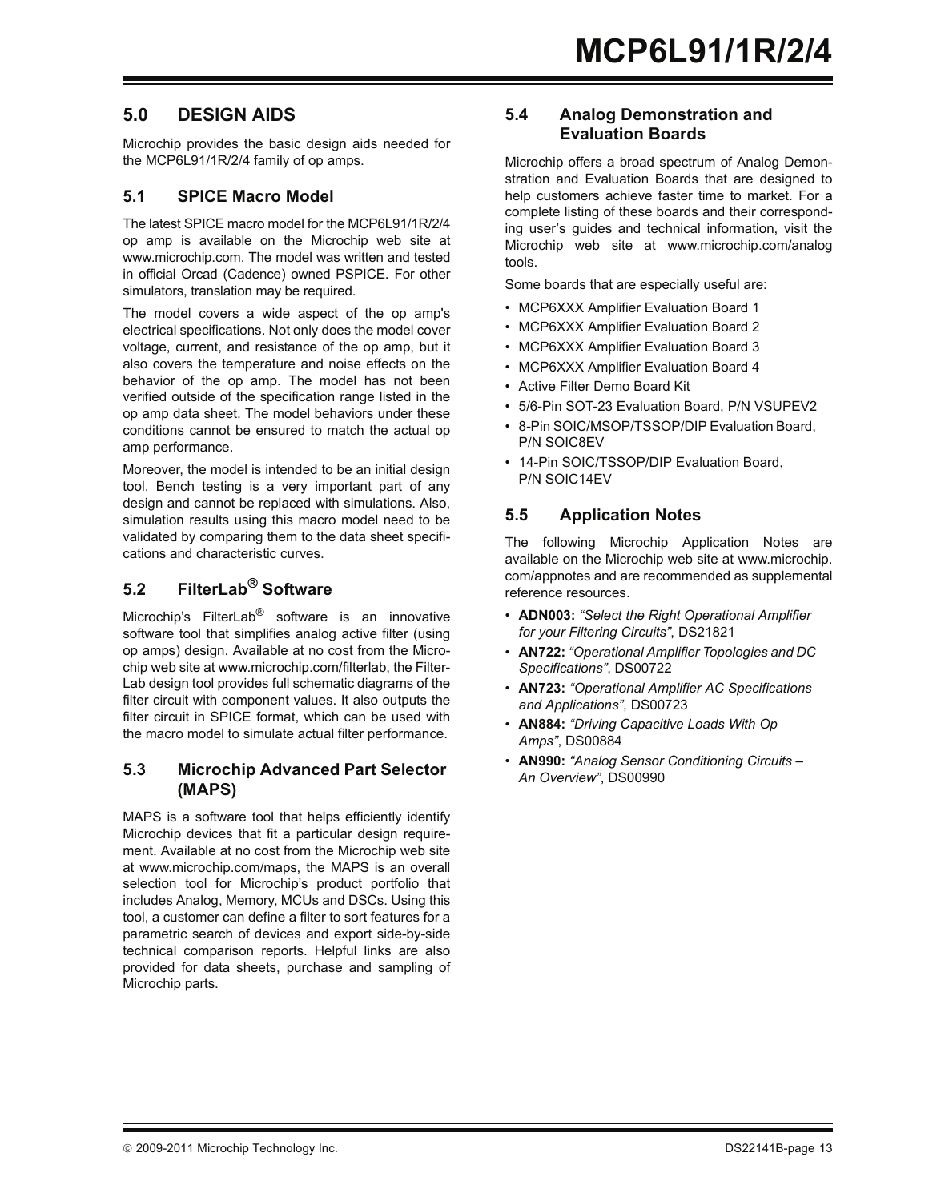## 5.0 DESIGN AIDS

Microchip provides the basic design aids needed for the MCP6L91/1R/2/4 family of op amps.

### 5.1 SPICE Macro Model

The latest SPICE macro model for the MCP6L91/1R/2/4 op amp is available on the Microchip web site at www.microchip.com. The model was written and tested in official Orcad (Cadence) owned PSPICE. For other simulators, translation may be required.

The model covers a wide aspect of the op amp's electrical specifications. Not only does the model cover voltage, current, and resistance of the op amp, but it also covers the temperature and noise effects on the behavior of the op amp. The model has not been verified outside of the specification range listed in the op amp data sheet. The model behaviors under these conditions cannot be ensured to match the actual op amp performance.

Moreover, the model is intended to be an initial design tool. Bench testing is a very important part of any design and cannot be replaced with simulations. Also, simulation results using this macro model need to be validated by comparing them to the data sheet specifications and characteristic curves.

### 5.2 FilterLab® Software

Microchip's FilterLab® software is an innovative software tool that simplifies analog active filter (using op amps) design. Available at no cost from the Microchip web site at www.microchip.com/filterlab, the FilterLab design tool provides full schematic diagrams of the filter circuit with component values. It also outputs the filter circuit in SPICE format, which can be used with the macro model to simulate actual filter performance.

### 5.3 Microchip Advanced Part Selector (MAPS)

MAPS is a software tool that helps efficiently identify Microchip devices that fit a particular design requirement. Available at no cost from the Microchip web site at www.microchip.com/maps, the MAPS is an overall selection tool for Microchip's product portfolio that includes Analog, Memory, MCUs and DSCs. Using this tool, a customer can define a filter to sort features for a parametric search of devices and export side-by-side technical comparison reports. Helpful links are also provided for data sheets, purchase and sampling of Microchip parts.

### 5.4 Analog Demonstration and Evaluation Boards

Microchip offers a broad spectrum of Analog Demonstration and Evaluation Boards that are designed to help customers achieve faster time to market. For a complete listing of these boards and their corresponding user's guides and technical information, visit the Microchip web site at www.microchip.com/analog tools.

Some boards that are especially useful are:

- MCP6XXX Amplifier Evaluation Board 1
- MCP6XXX Amplifier Evaluation Board 2
- MCP6XXX Amplifier Evaluation Board 3
- MCP6XXX Amplifier Evaluation Board 4
- Active Filter Demo Board Kit
- 5/6-Pin SOT-23 Evaluation Board, P/N VSUPEV2
- 8-Pin SOIC/MSOP/TSSOP/DIP Evaluation Board, P/N SOIC8EV
- 14-Pin SOIC/TSSOP/DIP Evaluation Board, P/N SOIC14EV

### 5.5 Application Notes

The following Microchip Application Notes are available on the Microchip web site at www.microchip.com/appnotes and are recommended as supplemental reference resources.

- **ADN003:** *"Select the Right Operational Amplifier for your Filtering Circuits"*, DS21821
- **AN722:** *"Operational Amplifier Topologies and DC Specifications"*, DS00722
- **AN723:** *"Operational Amplifier AC Specifications and Applications"*, DS00723
- **AN884:** *"Driving Capacitive Loads With Op Amps"*, DS00884
- **AN990:** *"Analog Sensor Conditioning Circuits – An Overview"*, DS00990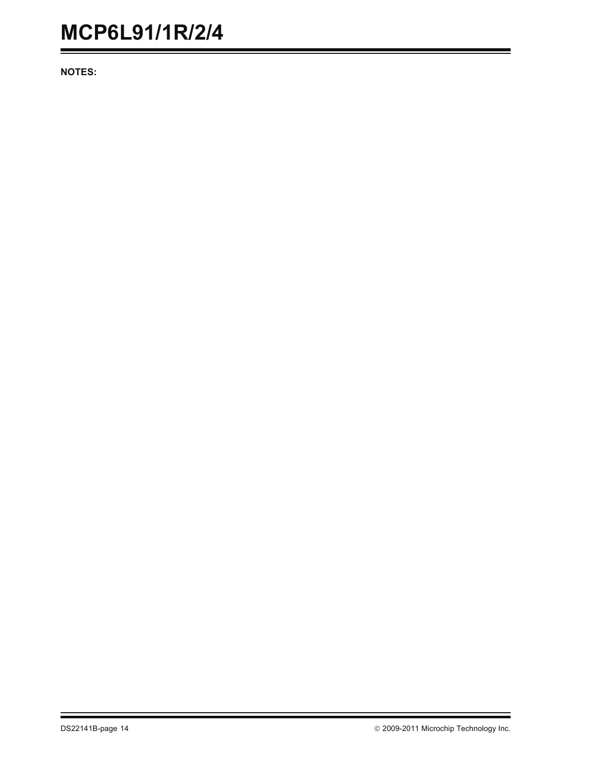NOTES: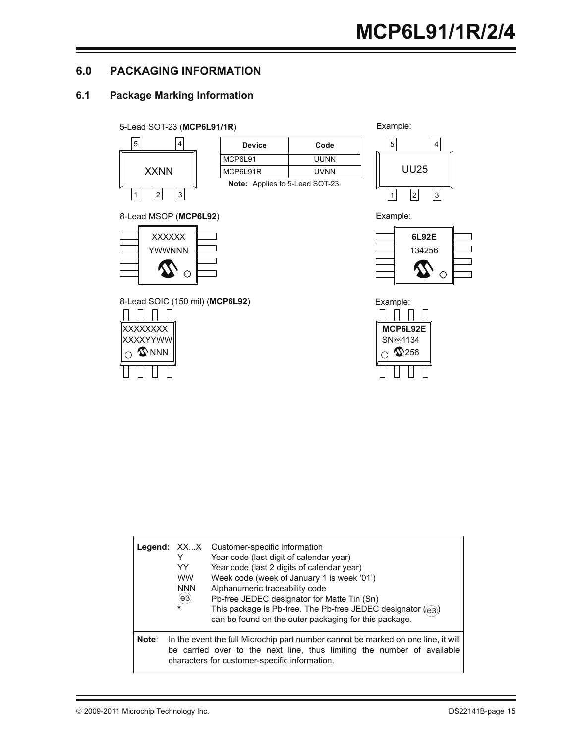## 6.0 PACKAGING INFORMATION

### 6.1 Package Marking Information

5-Lead SOT-23 (**MCP6L91/1R**)

XXNN

| Device | Code |
|---|---|
| MCP6L91 | UUNN |
| MCP6L91R | UVNN |

**Note:** Applies to 5-Lead SOT-23.

Example:

UU25

8-Lead MSOP (**MCP6L92**)

XXXXXX
YWWNNN

Example:

**6L92E**
134256

8-Lead SOIC (150 mil) (**MCP6L92**)

XXXXXXXX
XXXXYYWW
NNN

Example:

**MCP6L92E**
SN(e3)1134
256

| | | |
|---|---|---|
| **Legend:** | XX...X | Customer-specific information |
| | Y | Year code (last digit of calendar year) |
| | YY | Year code (last 2 digits of calendar year) |
| | WW | Week code (week of January 1 is week '01') |
| | NNN | Alphanumeric traceability code |
| | (e3) | Pb-free JEDEC designator for Matte Tin (Sn) |
| | * | This package is Pb-free. The Pb-free JEDEC designator ((e3)) can be found on the outer packaging for this package. |

**Note**: In the event the full Microchip part number cannot be marked on one line, it will be carried over to the next line, thus limiting the number of available characters for customer-specific information.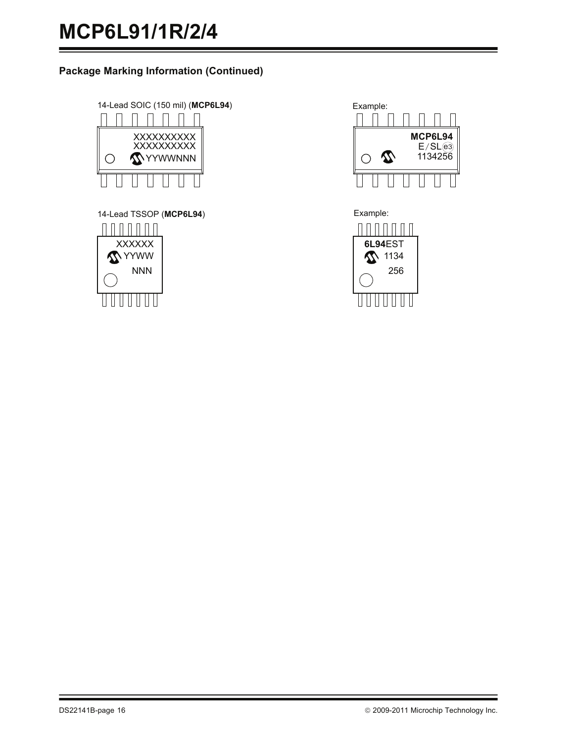## Package Marking Information (Continued)

14-Lead SOIC (150 mil) (**MCP6L94**)

```
XXXXXXXXXX
XXXXXXXXXX
YYWWNNN
```

Example:

```
MCP6L94
E/SL(e3)
1134256
```

14-Lead TSSOP (**MCP6L94**)

```
XXXXXX
YYWW
NNN
```

Example:

```
6L94EST
1134
256
```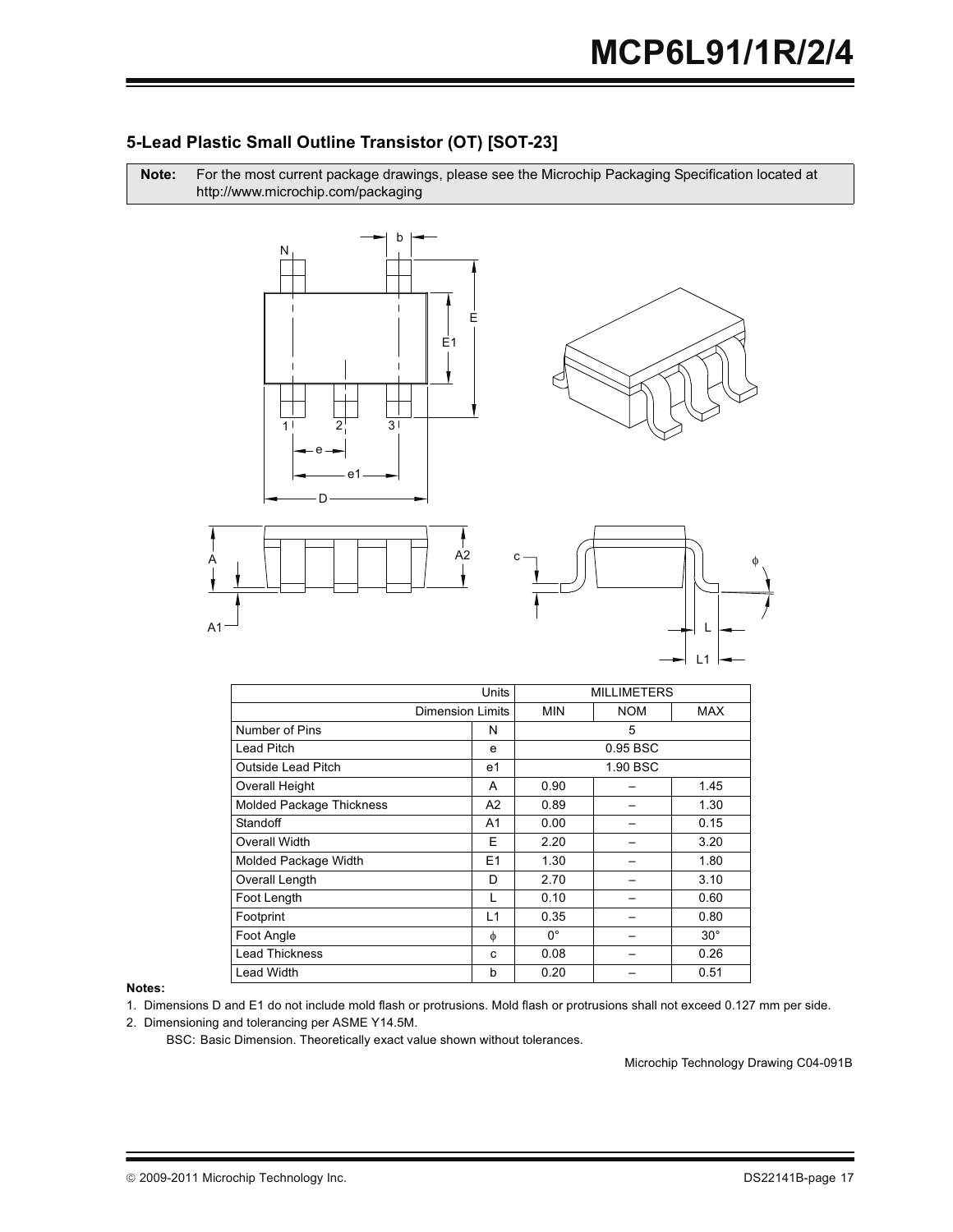## 5-Lead Plastic Small Outline Transistor (OT) [SOT-23]

**Note:** For the most current package drawings, please see the Microchip Packaging Specification located at http://www.microchip.com/packaging

| Units | | MILLIMETERS | | |
|---|---|---|---|---|
| Dimension Limits | | MIN | NOM | MAX |
| Number of Pins | N | | 5 | |
| Lead Pitch | e | | 0.95 BSC | |
| Outside Lead Pitch | e1 | | 1.90 BSC | |
| Overall Height | A | 0.90 | – | 1.45 |
| Molded Package Thickness | A2 | 0.89 | – | 1.30 |
| Standoff | A1 | 0.00 | – | 0.15 |
| Overall Width | E | 2.20 | – | 3.20 |
| Molded Package Width | E1 | 1.30 | – | 1.80 |
| Overall Length | D | 2.70 | – | 3.10 |
| Foot Length | L | 0.10 | – | 0.60 |
| Footprint | L1 | 0.35 | – | 0.80 |
| Foot Angle | ϕ | 0° | – | 30° |
| Lead Thickness | c | 0.08 | – | 0.26 |
| Lead Width | b | 0.20 | – | 0.51 |

**Notes:**

1. Dimensions D and E1 do not include mold flash or protrusions. Mold flash or protrusions shall not exceed 0.127 mm per side.
2. Dimensioning and tolerancing per ASME Y14.5M.

   BSC: Basic Dimension. Theoretically exact value shown without tolerances.

Microchip Technology Drawing C04-091B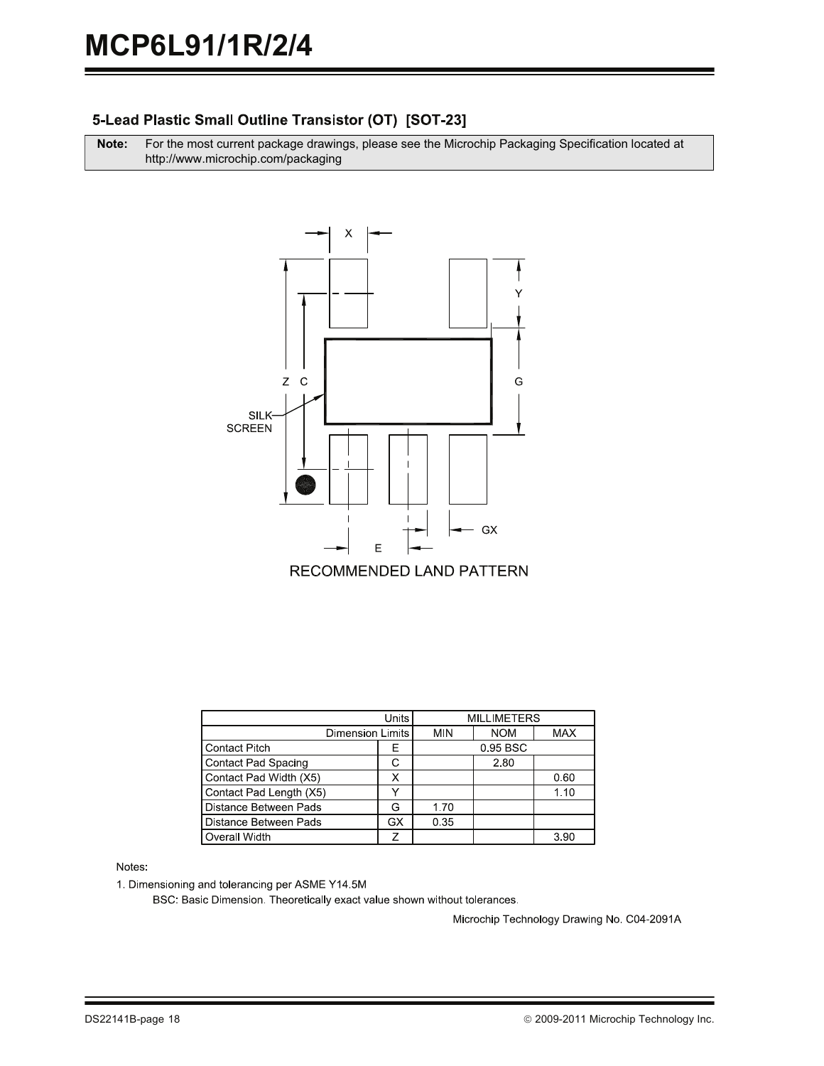## 5-Lead Plastic Small Outline Transistor (OT) [SOT-23]

**Note:** For the most current package drawings, please see the Microchip Packaging Specification located at http://www.microchip.com/packaging

RECOMMENDED LAND PATTERN

| Units | | MILLIMETERS | | |
|---|---|---|---|---|
| Dimension Limits | | MIN | NOM | MAX |
| Contact Pitch | E | | 0.95 BSC | |
| Contact Pad Spacing | C | | 2.80 | |
| Contact Pad Width (X5) | X | | | 0.60 |
| Contact Pad Length (X5) | Y | | | 1.10 |
| Distance Between Pads | G | 1.70 | | |
| Distance Between Pads | GX | 0.35 | | |
| Overall Width | Z | | | 3.90 |

Notes:

1. Dimensioning and tolerancing per ASME Y14.5M

   BSC: Basic Dimension. Theoretically exact value shown without tolerances.

Microchip Technology Drawing No. C04-2091A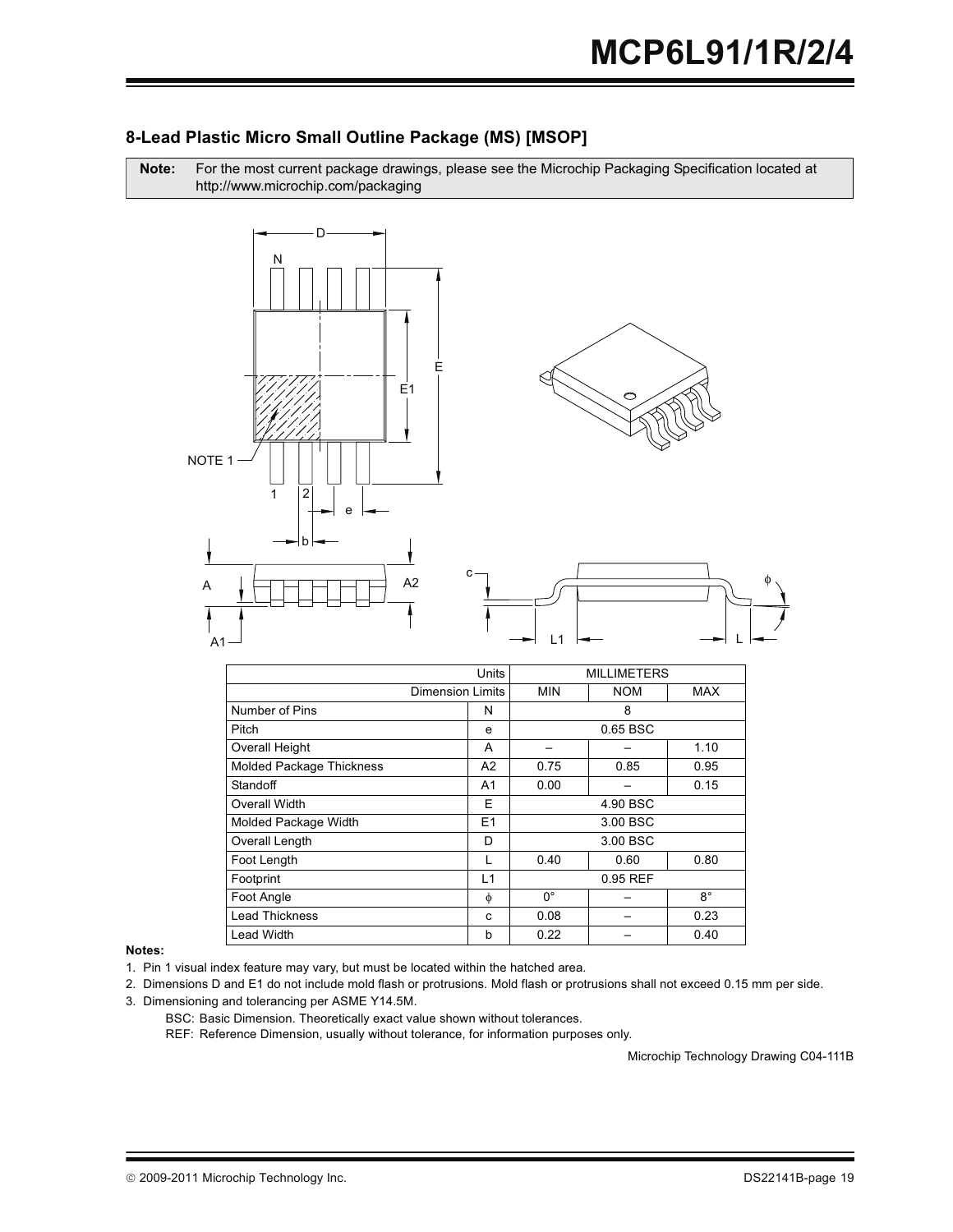### 8-Lead Plastic Micro Small Outline Package (MS) [MSOP]

**Note:** For the most current package drawings, please see the Microchip Packaging Specification located at http://www.microchip.com/packaging

| Units | | MILLIMETERS | | |
|---|---|---|---|---|
| Dimension Limits | | MIN | NOM | MAX |
| Number of Pins | N | | 8 | |
| Pitch | e | | 0.65 BSC | |
| Overall Height | A | – | – | 1.10 |
| Molded Package Thickness | A2 | 0.75 | 0.85 | 0.95 |
| Standoff | A1 | 0.00 | – | 0.15 |
| Overall Width | E | | 4.90 BSC | |
| Molded Package Width | E1 | | 3.00 BSC | |
| Overall Length | D | | 3.00 BSC | |
| Foot Length | L | 0.40 | 0.60 | 0.80 |
| Footprint | L1 | | 0.95 REF | |
| Foot Angle | $\phi$ | 0° | – | 8° |
| Lead Thickness | c | 0.08 | – | 0.23 |
| Lead Width | b | 0.22 | – | 0.40 |

**Notes:**

1. Pin 1 visual index feature may vary, but must be located within the hatched area.
2. Dimensions D and E1 do not include mold flash or protrusions. Mold flash or protrusions shall not exceed 0.15 mm per side.
3. Dimensioning and tolerancing per ASME Y14.5M.

   BSC: Basic Dimension. Theoretically exact value shown without tolerances.

   REF: Reference Dimension, usually without tolerance, for information purposes only.

Microchip Technology Drawing C04-111B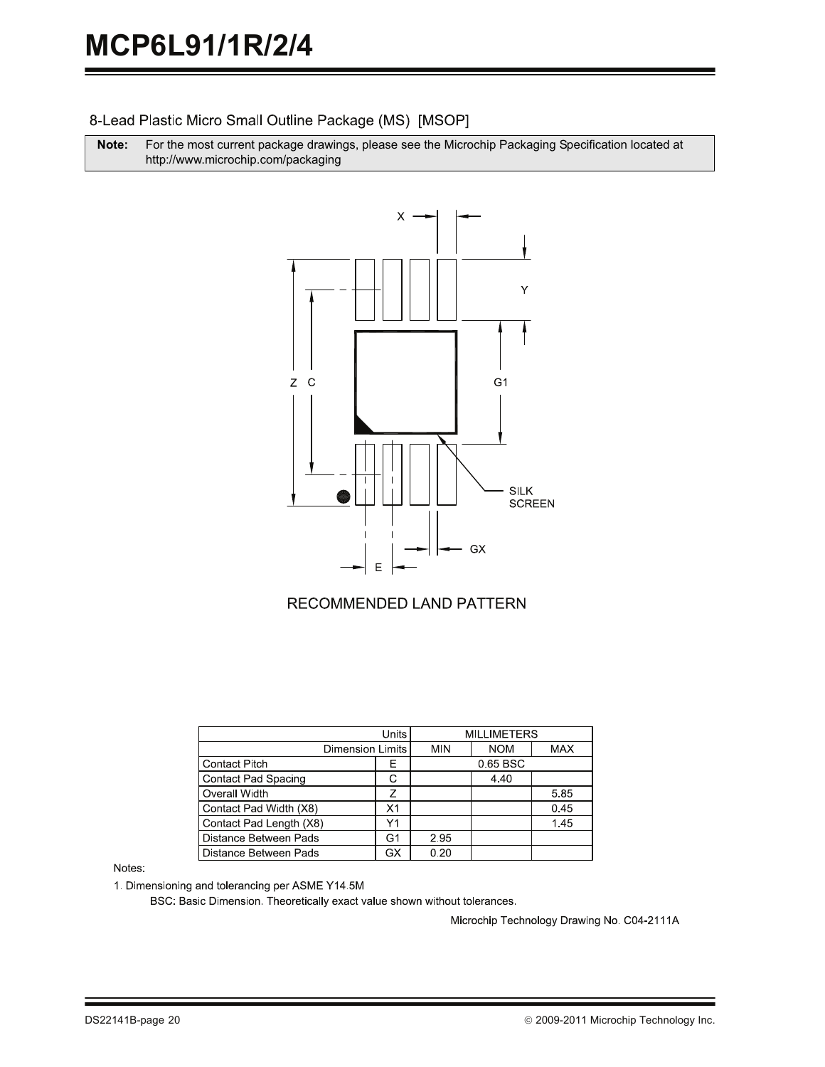## 8-Lead Plastic Micro Small Outline Package (MS) [MSOP]

| **Note:** | For the most current package drawings, please see the Microchip Packaging Specification located at http://www.microchip.com/packaging |
|---|---|

RECOMMENDED LAND PATTERN

| Units | | MILLIMETERS | | |
|---|---|---|---|---|
| Dimension Limits | | MIN | NOM | MAX |
| Contact Pitch | E | | 0.65 BSC | |
| Contact Pad Spacing | C | | 4.40 | |
| Overall Width | Z | | | 5.85 |
| Contact Pad Width (X8) | X1 | | | 0.45 |
| Contact Pad Length (X8) | Y1 | | | 1.45 |
| Distance Between Pads | G1 | 2.95 | | |
| Distance Between Pads | GX | 0.20 | | |

Notes:

1. Dimensioning and tolerancing per ASME Y14.5M

   BSC: Basic Dimension. Theoretically exact value shown without tolerances.

Microchip Technology Drawing No. C04-2111A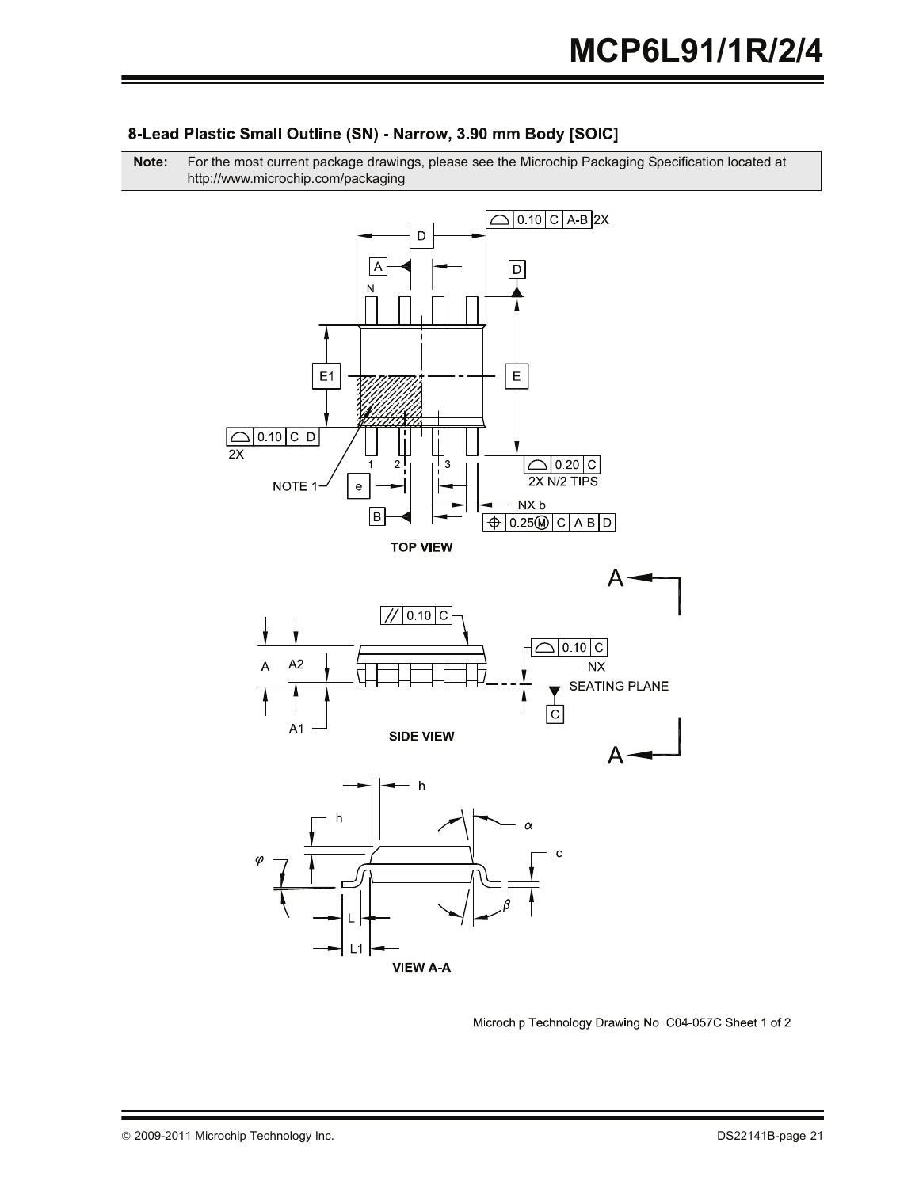## 8-Lead Plastic Small Outline (SN) - Narrow, 3.90 mm Body [SOIC]

**Note:** For the most current package drawings, please see the Microchip Packaging Specification located at http://www.microchip.com/packaging

TOP VIEW

SIDE VIEW

VIEW A-A

Microchip Technology Drawing No. C04-057C Sheet 1 of 2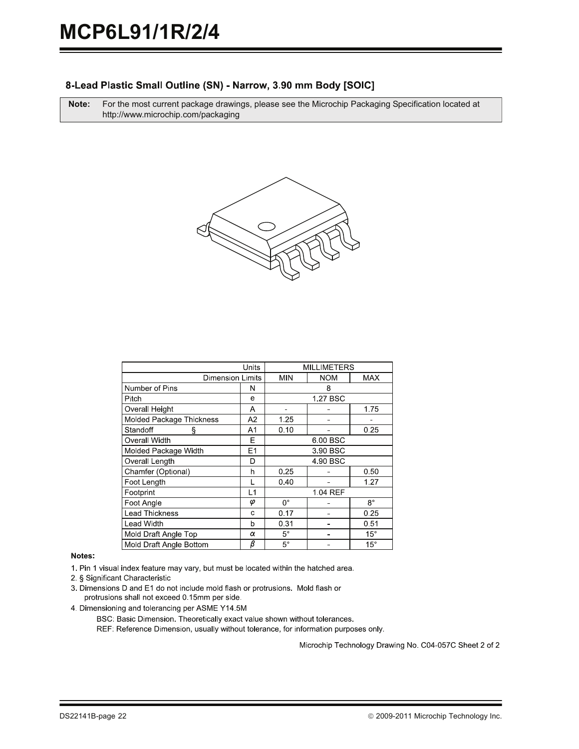## 8-Lead Plastic Small Outline (SN) - Narrow, 3.90 mm Body [SOIC]

**Note:** For the most current package drawings, please see the Microchip Packaging Specification located at http://www.microchip.com/packaging

| Units | | MILLIMETERS | | |
|---|---|---|---|---|
| Dimension Limits | | MIN | NOM | MAX |
| Number of Pins | N | | 8 | |
| Pitch | e | | 1.27 BSC | |
| Overall Height | A | – | – | 1.75 |
| Molded Package Thickness | A2 | 1.25 | – | – |
| Standoff § | A1 | 0.10 | – | 0.25 |
| Overall Width | E | | 6.00 BSC | |
| Molded Package Width | E1 | | 3.90 BSC | |
| Overall Length | D | | 4.90 BSC | |
| Chamfer (Optional) | h | 0.25 | – | 0.50 |
| Foot Length | L | 0.40 | – | 1.27 |
| Footprint | L1 | | 1.04 REF | |
| Foot Angle | φ | 0° | – | 8° |
| Lead Thickness | c | 0.17 | – | 0.25 |
| Lead Width | b | 0.31 | – | 0.51 |
| Mold Draft Angle Top | α | 5° | – | 15° |
| Mold Draft Angle Bottom | β | 5° | – | 15° |

**Notes:**

1. Pin 1 visual index feature may vary, but must be located within the hatched area.
2. § Significant Characteristic
3. Dimensions D and E1 do not include mold flash or protrusions. Mold flash or protrusions shall not exceed 0.15mm per side.
4. Dimensioning and tolerancing per ASME Y14.5M

   BSC: Basic Dimension. Theoretically exact value shown without tolerances.

   REF: Reference Dimension, usually without tolerance, for information purposes only.

Microchip Technology Drawing No. C04-057C Sheet 2 of 2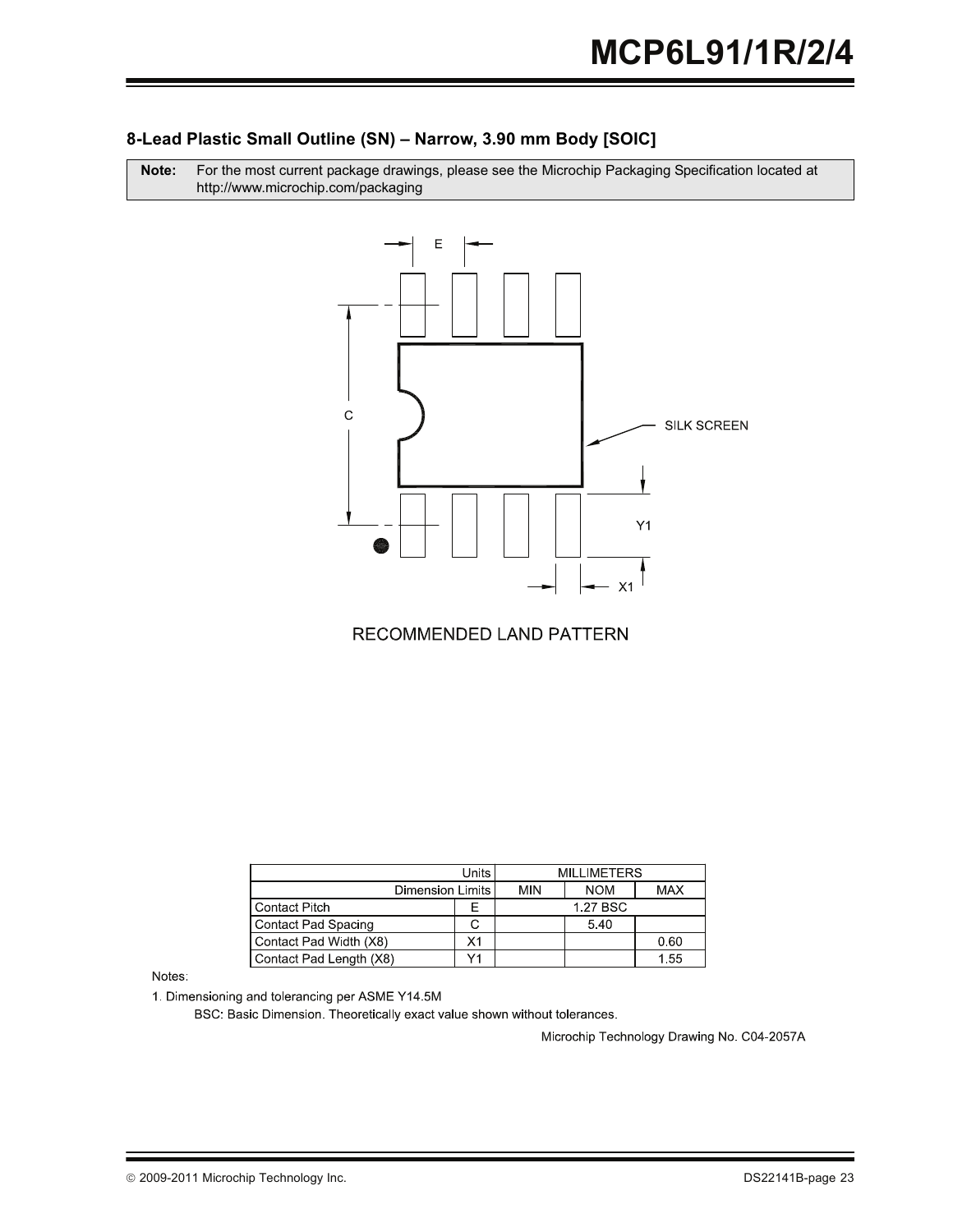### 8-Lead Plastic Small Outline (SN) – Narrow, 3.90 mm Body [SOIC]

**Note:** For the most current package drawings, please see the Microchip Packaging Specification located at http://www.microchip.com/packaging

RECOMMENDED LAND PATTERN

| Units | | MILLIMETERS | | |
|---|---|---|---|---|
| Dimension Limits | | MIN | NOM | MAX |
| Contact Pitch | E | | 1.27 BSC | |
| Contact Pad Spacing | C | | 5.40 | |
| Contact Pad Width (X8) | X1 | | | 0.60 |
| Contact Pad Length (X8) | Y1 | | | 1.55 |

Notes:

1. Dimensioning and tolerancing per ASME Y14.5M

   BSC: Basic Dimension. Theoretically exact value shown without tolerances.

Microchip Technology Drawing No. C04-2057A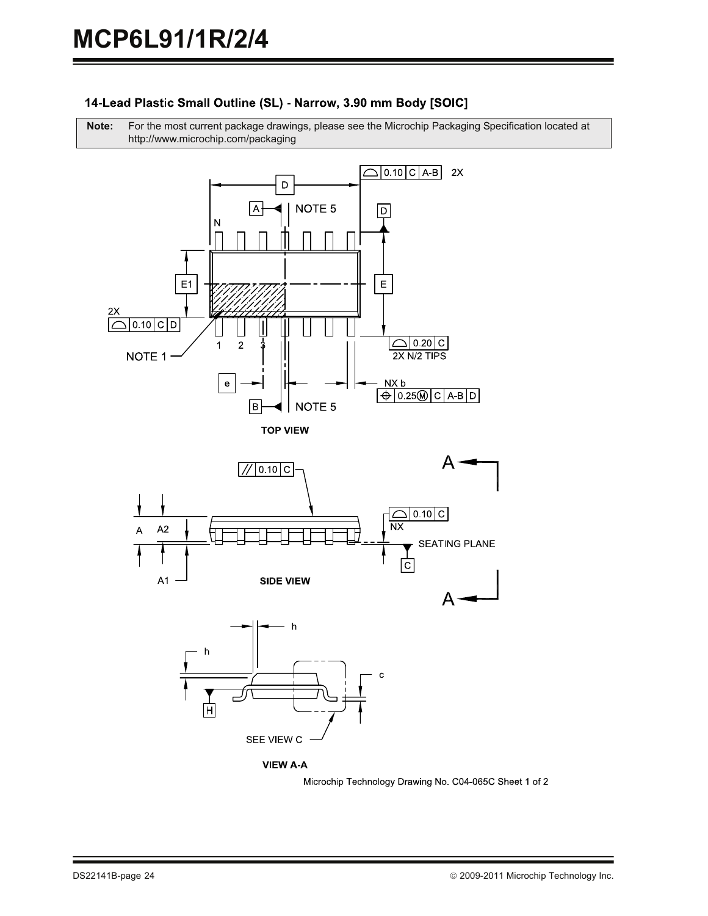### 14-Lead Plastic Small Outline (SL) - Narrow, 3.90 mm Body [SOIC]

| **Note:** | For the most current package drawings, please see the Microchip Packaging Specification located at http://www.microchip.com/packaging |
|---|---|

TOP VIEW

SIDE VIEW

VIEW A-A

Microchip Technology Drawing No. C04-065C Sheet 1 of 2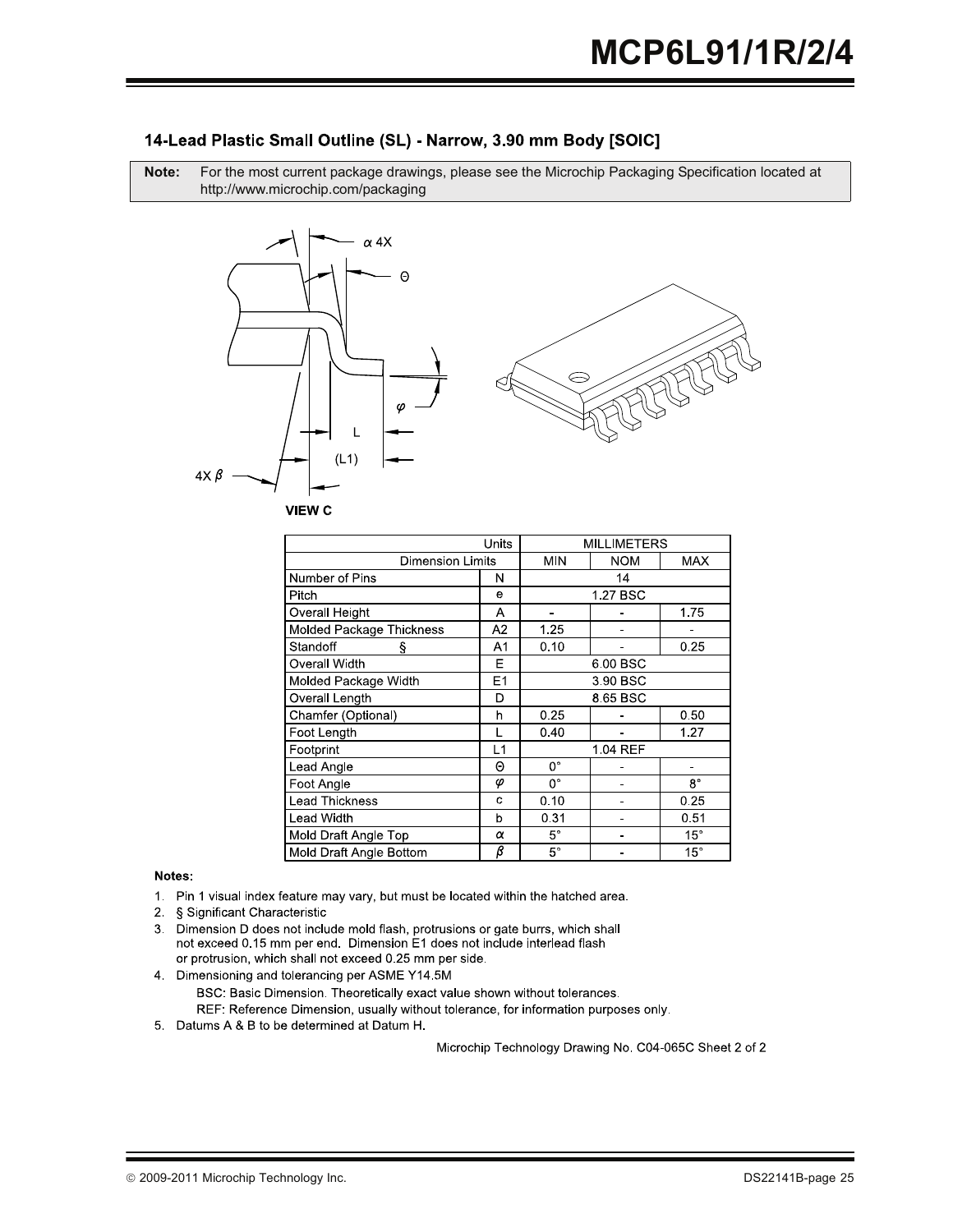## 14-Lead Plastic Small Outline (SL) - Narrow, 3.90 mm Body [SOIC]

**Note:** For the most current package drawings, please see the Microchip Packaging Specification located at http://www.microchip.com/packaging

VIEW C

| Units | | MILLIMETERS | | |
|---|---|---|---|---|
| Dimension Limits | | MIN | NOM | MAX |
| Number of Pins | N | 14 | | |
| Pitch | e | 1.27 BSC | | |
| Overall Height | A | - | - | 1.75 |
| Molded Package Thickness | A2 | 1.25 | - | - |
| Standoff § | A1 | 0.10 | - | 0.25 |
| Overall Width | E | 6.00 BSC | | |
| Molded Package Width | E1 | 3.90 BSC | | |
| Overall Length | D | 8.65 BSC | | |
| Chamfer (Optional) | h | 0.25 | - | 0.50 |
| Foot Length | L | 0.40 | - | 1.27 |
| Footprint | L1 | 1.04 REF | | |
| Lead Angle | Θ | 0° | - | - |
| Foot Angle | φ | 0° | - | 8° |
| Lead Thickness | c | 0.10 | - | 0.25 |
| Lead Width | b | 0.31 | - | 0.51 |
| Mold Draft Angle Top | α | 5° | - | 15° |
| Mold Draft Angle Bottom | β | 5° | - | 15° |

**Notes:**

1. Pin 1 visual index feature may vary, but must be located within the hatched area.
2. § Significant Characteristic
3. Dimension D does not include mold flash, protrusions or gate burrs, which shall not exceed 0.15 mm per end. Dimension E1 does not include interlead flash or protrusion, which shall not exceed 0.25 mm per side.
4. Dimensioning and tolerancing per ASME Y14.5M

   BSC: Basic Dimension. Theoretically exact value shown without tolerances.

   REF: Reference Dimension, usually without tolerance, for information purposes only.
5. Datums A & B to be determined at Datum H.

Microchip Technology Drawing No. C04-065C Sheet 2 of 2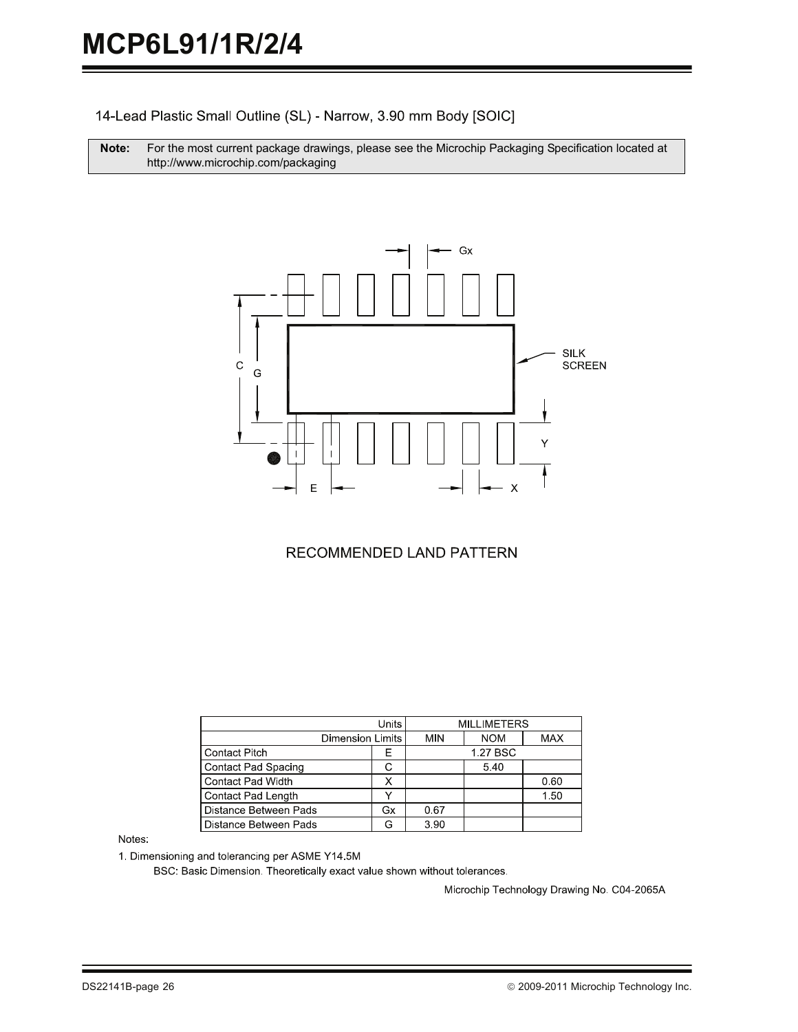14-Lead Plastic Small Outline (SL) - Narrow, 3.90 mm Body [SOIC]

**Note:** For the most current package drawings, please see the Microchip Packaging Specification located at http://www.microchip.com/packaging

RECOMMENDED LAND PATTERN

| Units | | MILLIMETERS | | |
|---|---|---|---|---|
| Dimension Limits | | MIN | NOM | MAX |
| Contact Pitch | E | | 1.27 BSC | |
| Contact Pad Spacing | C | | 5.40 | |
| Contact Pad Width | X | | | 0.60 |
| Contact Pad Length | Y | | | 1.50 |
| Distance Between Pads | Gx | 0.67 | | |
| Distance Between Pads | G | 3.90 | | |

Notes:

1. Dimensioning and tolerancing per ASME Y14.5M

   BSC: Basic Dimension. Theoretically exact value shown without tolerances.

Microchip Technology Drawing No. C04-2065A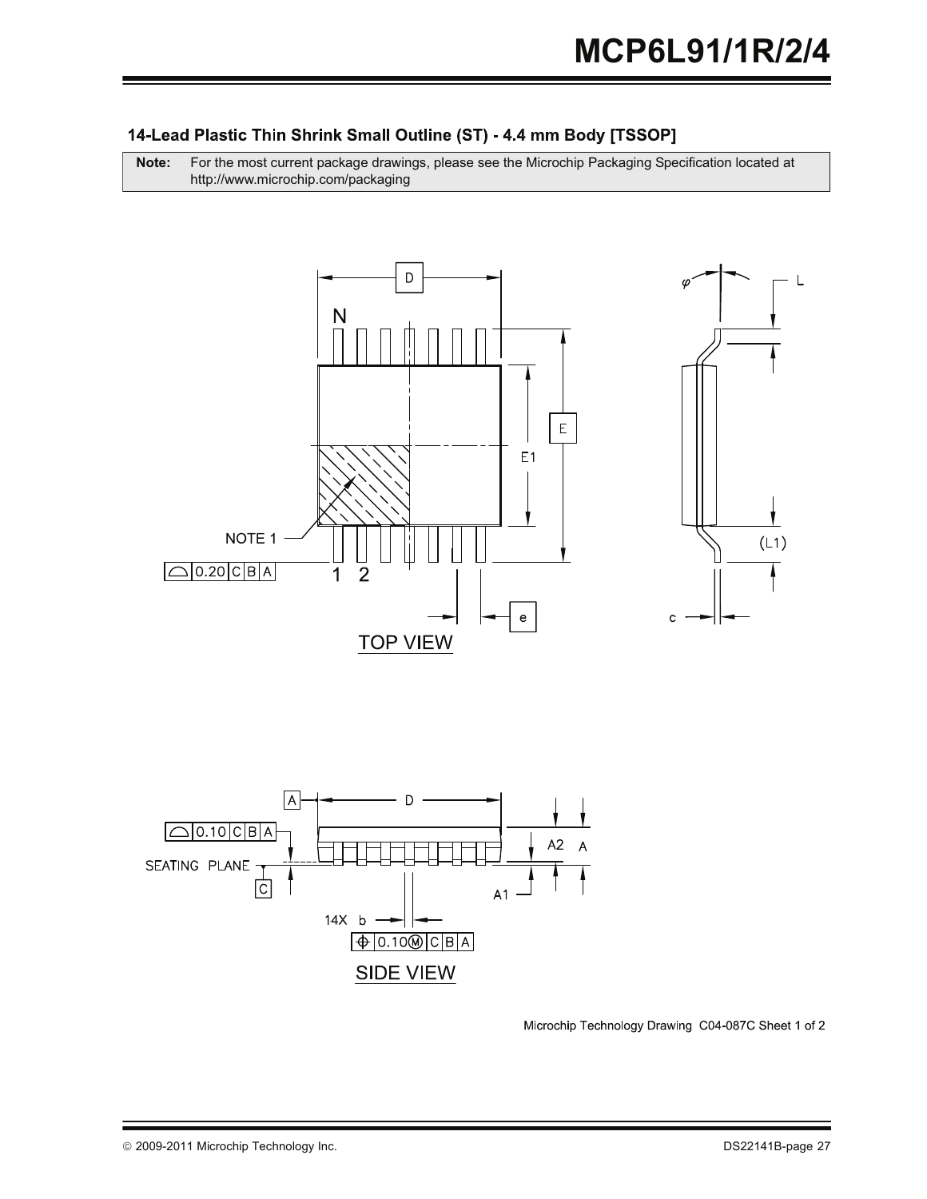### 14-Lead Plastic Thin Shrink Small Outline (ST) - 4.4 mm Body [TSSOP]

| **Note:** | For the most current package drawings, please see the Microchip Packaging Specification located at http://www.microchip.com/packaging |
|---|---|

Microchip Technology Drawing C04-087C Sheet 1 of 2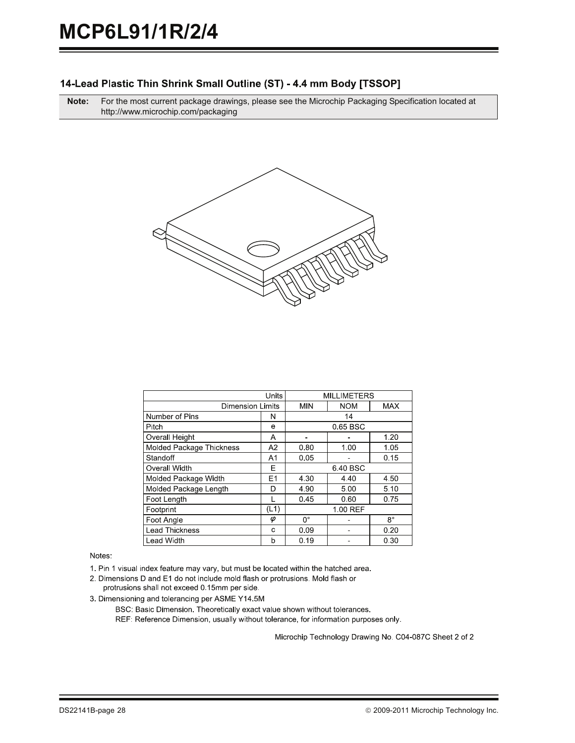## 14-Lead Plastic Thin Shrink Small Outline (ST) - 4.4 mm Body [TSSOP]

| Note: | For the most current package drawings, please see the Microchip Packaging Specification located at http://www.microchip.com/packaging |
|---|---|

| Units | | MILLIMETERS | | |
|---|---|---|---|---|
| Dimension Limits | | MIN | NOM | MAX |
| Number of Pins | N | | 14 | |
| Pitch | e | | 0.65 BSC | |
| Overall Height | A | - | - | 1.20 |
| Molded Package Thickness | A2 | 0.80 | 1.00 | 1.05 |
| Standoff | A1 | 0.05 | - | 0.15 |
| Overall Width | E | | 6.40 BSC | |
| Molded Package Width | E1 | 4.30 | 4.40 | 4.50 |
| Molded Package Length | D | 4.90 | 5.00 | 5.10 |
| Foot Length | L | 0.45 | 0.60 | 0.75 |
| Footprint | (L1) | | 1.00 REF | |
| Foot Angle | φ | 0° | - | 8° |
| Lead Thickness | c | 0.09 | - | 0.20 |
| Lead Width | b | 0.19 | - | 0.30 |

Notes:

1. Pin 1 visual index feature may vary, but must be located within the hatched area.
2. Dimensions D and E1 do not include mold flash or protrusions. Mold flash or protrusions shall not exceed 0.15mm per side.
3. Dimensioning and tolerancing per ASME Y14.5M

   BSC: Basic Dimension. Theoretically exact value shown without tolerances.

   REF: Reference Dimension, usually without tolerance, for information purposes only.

Microchip Technology Drawing No. C04-087C Sheet 2 of 2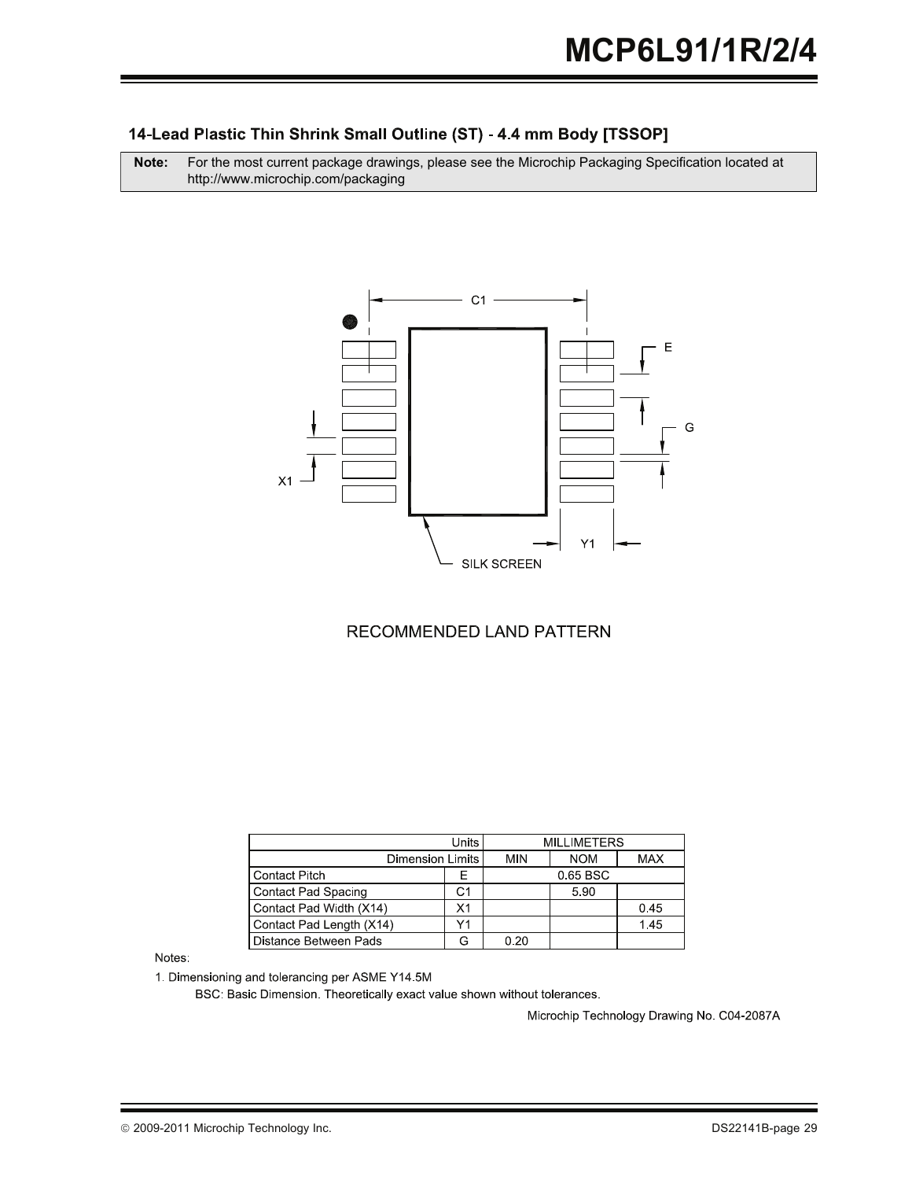### 14-Lead Plastic Thin Shrink Small Outline (ST) - 4.4 mm Body [TSSOP]

| **Note:** | For the most current package drawings, please see the Microchip Packaging Specification located at http://www.microchip.com/packaging |
|---|---|

RECOMMENDED LAND PATTERN

| Units | | MILLIMETERS | | |
|---|---|---|---|---|
| Dimension Limits | | MIN | NOM | MAX |
| Contact Pitch | E | | 0.65 BSC | |
| Contact Pad Spacing | C1 | | 5.90 | |
| Contact Pad Width (X14) | X1 | | | 0.45 |
| Contact Pad Length (X14) | Y1 | | | 1.45 |
| Distance Between Pads | G | 0.20 | | |

Notes:

1. Dimensioning and tolerancing per ASME Y14.5M

   BSC: Basic Dimension. Theoretically exact value shown without tolerances.

Microchip Technology Drawing No. C04-2087A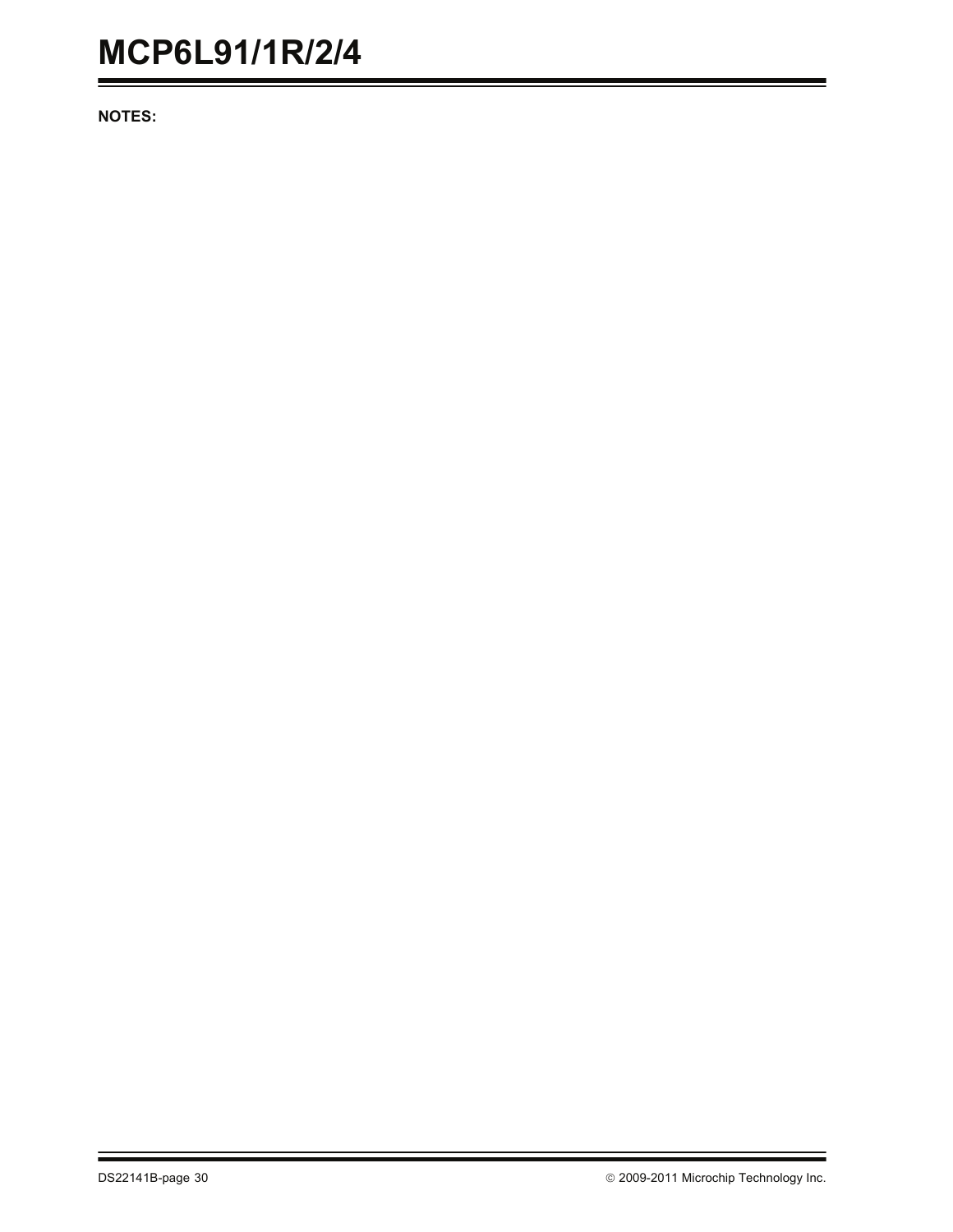**NOTES:**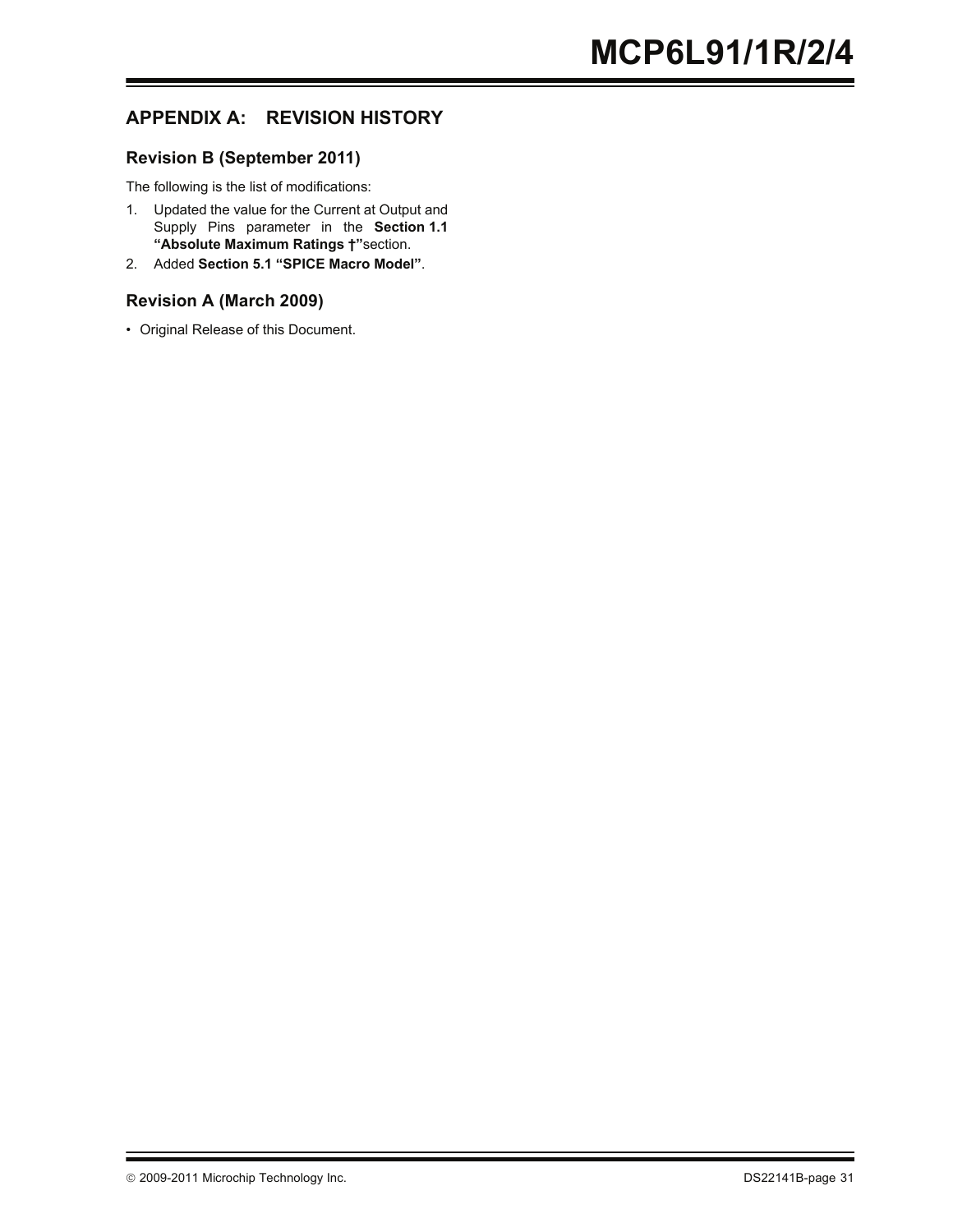## APPENDIX A: REVISION HISTORY

### Revision B (September 2011)

The following is the list of modifications:

1. Updated the value for the Current at Output and Supply Pins parameter in the **Section 1.1 "Absolute Maximum Ratings †"** section.
2. Added **Section 5.1 "SPICE Macro Model"**.

### Revision A (March 2009)

- Original Release of this Document.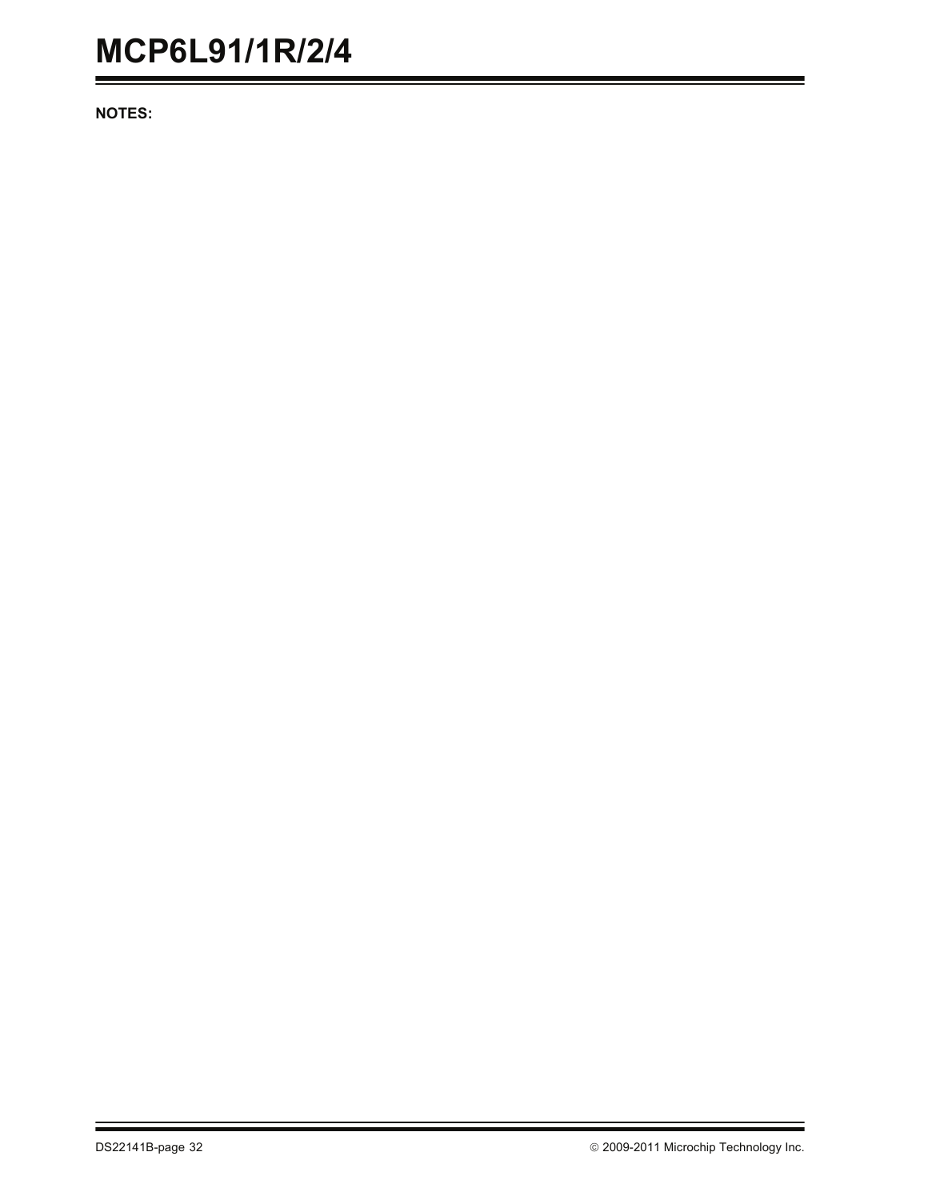**NOTES:**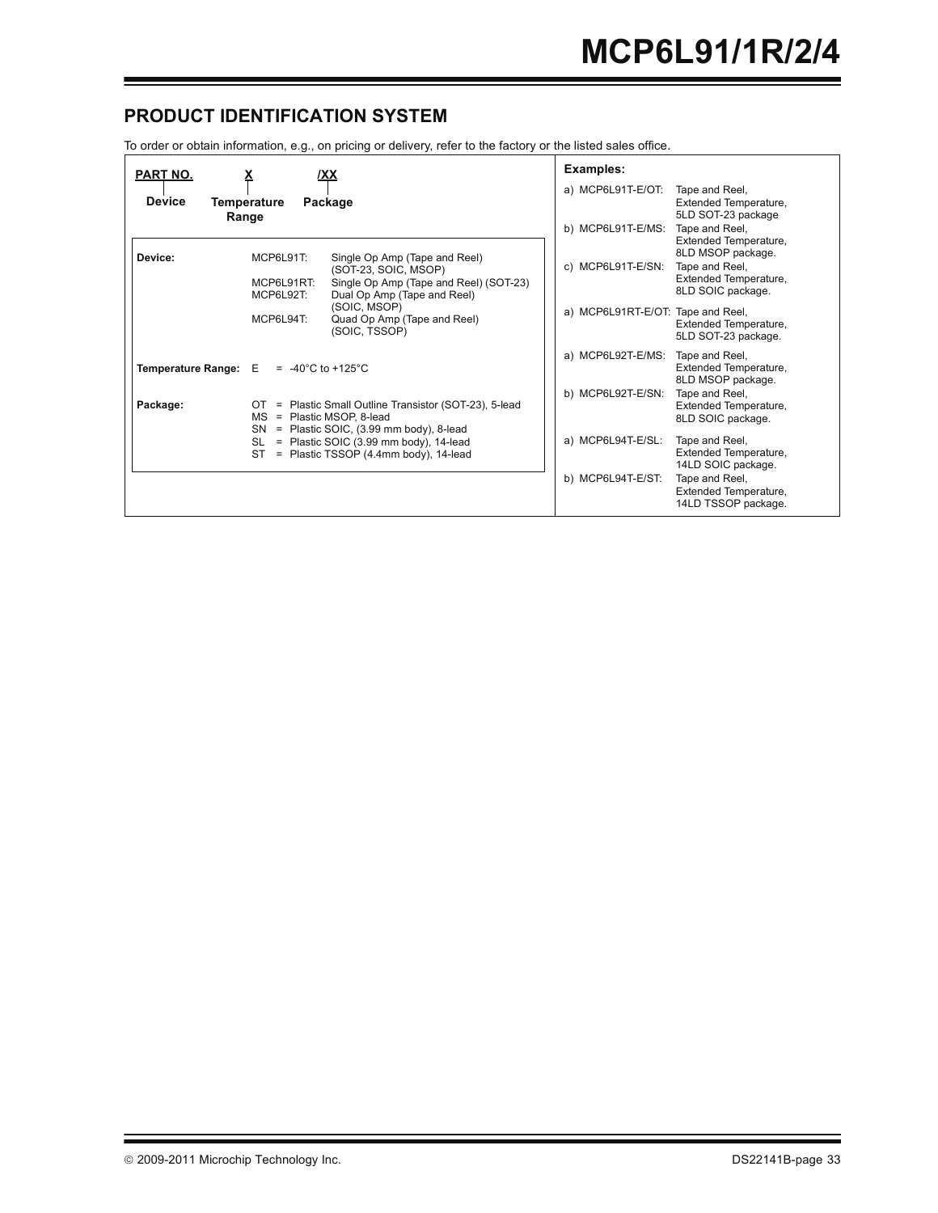## PRODUCT IDENTIFICATION SYSTEM

To order or obtain information, e.g., on pricing or delivery, refer to the factory or the listed sales office.

| PART NO. | X | /XX |
|---|---|---|
| Device | Temperature Range | Package |

**Device:**

| | |
|---|---|
| MCP6L91T: | Single Op Amp (Tape and Reel) (SOT-23, SOIC, MSOP) |
| MCP6L91RT: | Single Op Amp (Tape and Reel) (SOT-23) |
| MCP6L92T: | Dual Op Amp (Tape and Reel) (SOIC, MSOP) |
| MCP6L94T: | Quad Op Amp (Tape and Reel) (SOIC, TSSOP) |

**Temperature Range:** E = -40°C to +125°C

**Package:**

- OT = Plastic Small Outline Transistor (SOT-23), 5-lead
- MS = Plastic MSOP, 8-lead
- SN = Plastic SOIC, (3.99 mm body), 8-lead
- SL = Plastic SOIC (3.99 mm body), 14-lead
- ST = Plastic TSSOP (4.4mm body), 14-lead

**Examples:**

| | |
|---|---|
| a) MCP6L91T-E/OT: | Tape and Reel, Extended Temperature, 5LD SOT-23 package |
| b) MCP6L91T-E/MS: | Tape and Reel, Extended Temperature, 8LD MSOP package. |
| c) MCP6L91T-E/SN: | Tape and Reel, Extended Temperature, 8LD SOIC package. |
| a) MCP6L91RT-E/OT: | Tape and Reel, Extended Temperature, 5LD SOT-23 package. |
| a) MCP6L92T-E/MS: | Tape and Reel, Extended Temperature, 8LD MSOP package. |
| b) MCP6L92T-E/SN: | Tape and Reel, Extended Temperature, 8LD SOIC package. |
| a) MCP6L94T-E/SL: | Tape and Reel, Extended Temperature, 14LD SOIC package. |
| b) MCP6L94T-E/ST: | Tape and Reel, Extended Temperature, 14LD TSSOP package. |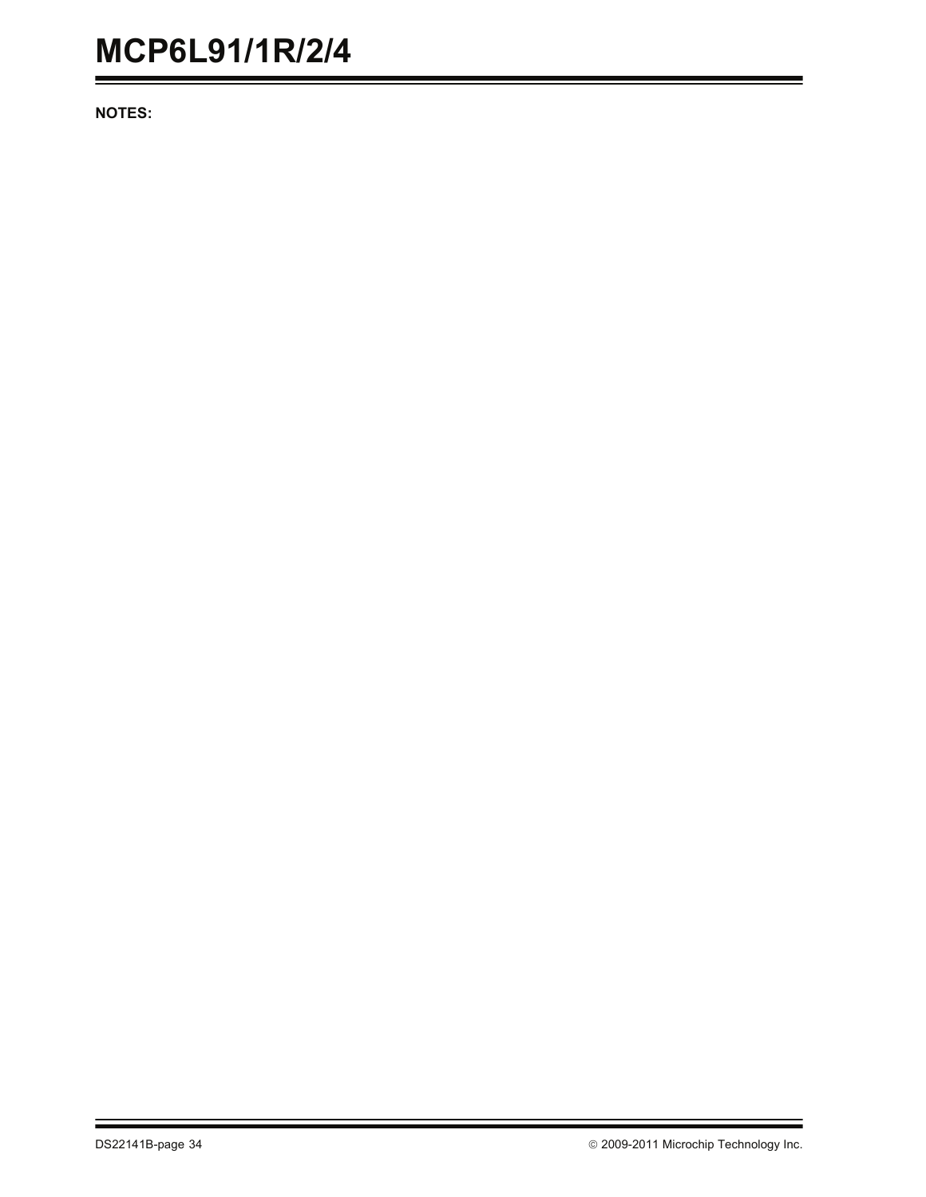**NOTES:**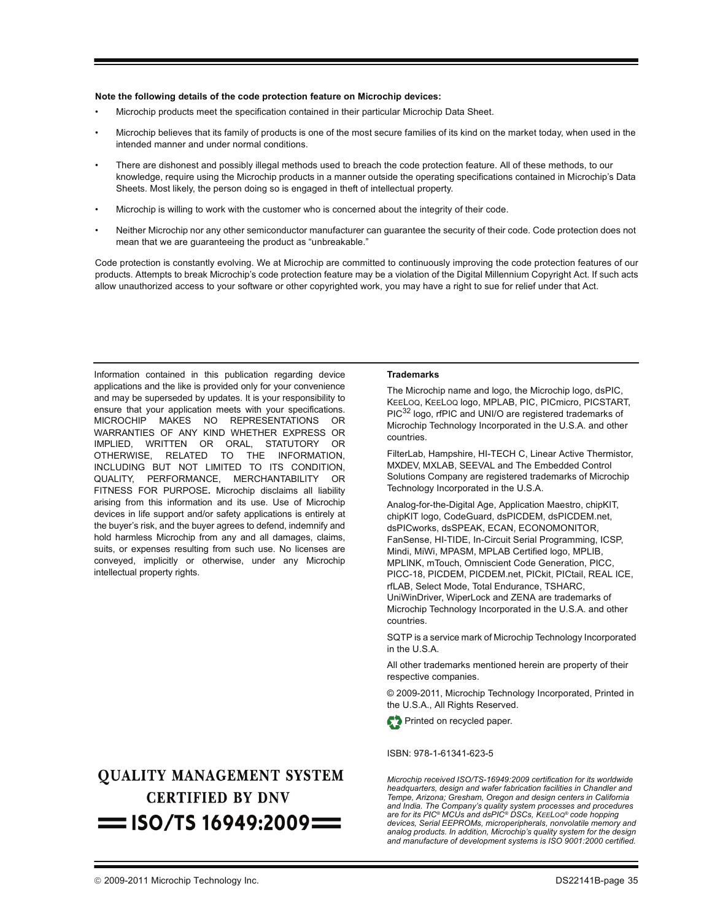**Note the following details of the code protection feature on Microchip devices:**

- Microchip products meet the specification contained in their particular Microchip Data Sheet.
- Microchip believes that its family of products is one of the most secure families of its kind on the market today, when used in the intended manner and under normal conditions.
- There are dishonest and possibly illegal methods used to breach the code protection feature. All of these methods, to our knowledge, require using the Microchip products in a manner outside the operating specifications contained in Microchip's Data Sheets. Most likely, the person doing so is engaged in theft of intellectual property.
- Microchip is willing to work with the customer who is concerned about the integrity of their code.
- Neither Microchip nor any other semiconductor manufacturer can guarantee the security of their code. Code protection does not mean that we are guaranteeing the product as "unbreakable."

Code protection is constantly evolving. We at Microchip are committed to continuously improving the code protection features of our products. Attempts to break Microchip's code protection feature may be a violation of the Digital Millennium Copyright Act. If such acts allow unauthorized access to your software or other copyrighted work, you may have a right to sue for relief under that Act.

Information contained in this publication regarding device applications and the like is provided only for your convenience and may be superseded by updates. It is your responsibility to ensure that your application meets with your specifications. MICROCHIP MAKES NO REPRESENTATIONS OR WARRANTIES OF ANY KIND WHETHER EXPRESS OR IMPLIED, WRITTEN OR ORAL, STATUTORY OR OTHERWISE, RELATED TO THE INFORMATION, INCLUDING BUT NOT LIMITED TO ITS CONDITION, QUALITY, PERFORMANCE, MERCHANTABILITY OR FITNESS FOR PURPOSE**.** Microchip disclaims all liability arising from this information and its use. Use of Microchip devices in life support and/or safety applications is entirely at the buyer's risk, and the buyer agrees to defend, indemnify and hold harmless Microchip from any and all damages, claims, suits, or expenses resulting from such use. No licenses are conveyed, implicitly or otherwise, under any Microchip intellectual property rights.

**Trademarks**

The Microchip name and logo, the Microchip logo, dsPIC, KEELOQ, KEELOQ logo, MPLAB, PIC, PICmicro, PICSTART, PIC$^{32}$ logo, rfPIC and UNI/O are registered trademarks of Microchip Technology Incorporated in the U.S.A. and other countries.

FilterLab, Hampshire, HI-TECH C, Linear Active Thermistor, MXDEV, MXLAB, SEEVAL and The Embedded Control Solutions Company are registered trademarks of Microchip Technology Incorporated in the U.S.A.

Analog-for-the-Digital Age, Application Maestro, chipKIT, chipKIT logo, CodeGuard, dsPICDEM, dsPICDEM.net, dsPICworks, dsSPEAK, ECAN, ECONOMONITOR, FanSense, HI-TIDE, In-Circuit Serial Programming, ICSP, Mindi, MiWi, MPASM, MPLAB Certified logo, MPLIB, MPLINK, mTouch, Omniscient Code Generation, PICC, PICC-18, PICDEM, PICDEM.net, PICkit, PICtail, REAL ICE, rfLAB, Select Mode, Total Endurance, TSHARC, UniWinDriver, WiperLock and ZENA are trademarks of Microchip Technology Incorporated in the U.S.A. and other countries.

SQTP is a service mark of Microchip Technology Incorporated in the U.S.A.

All other trademarks mentioned herein are property of their respective companies.

© 2009-2011, Microchip Technology Incorporated, Printed in the U.S.A., All Rights Reserved.

Printed on recycled paper.

ISBN: 978-1-61341-623-5

**QUALITY MANAGEMENT SYSTEM CERTIFIED BY DNV**

**== ISO/TS 16949:2009 ==**

*Microchip received ISO/TS-16949:2009 certification for its worldwide headquarters, design and wafer fabrication facilities in Chandler and Tempe, Arizona; Gresham, Oregon and design centers in California and India. The Company's quality system processes and procedures are for its PIC® MCUs and dsPIC® DSCs, KEELOQ® code hopping devices, Serial EEPROMs, microperipherals, nonvolatile memory and analog products. In addition, Microchip's quality system for the design and manufacture of development systems is ISO 9001:2000 certified.*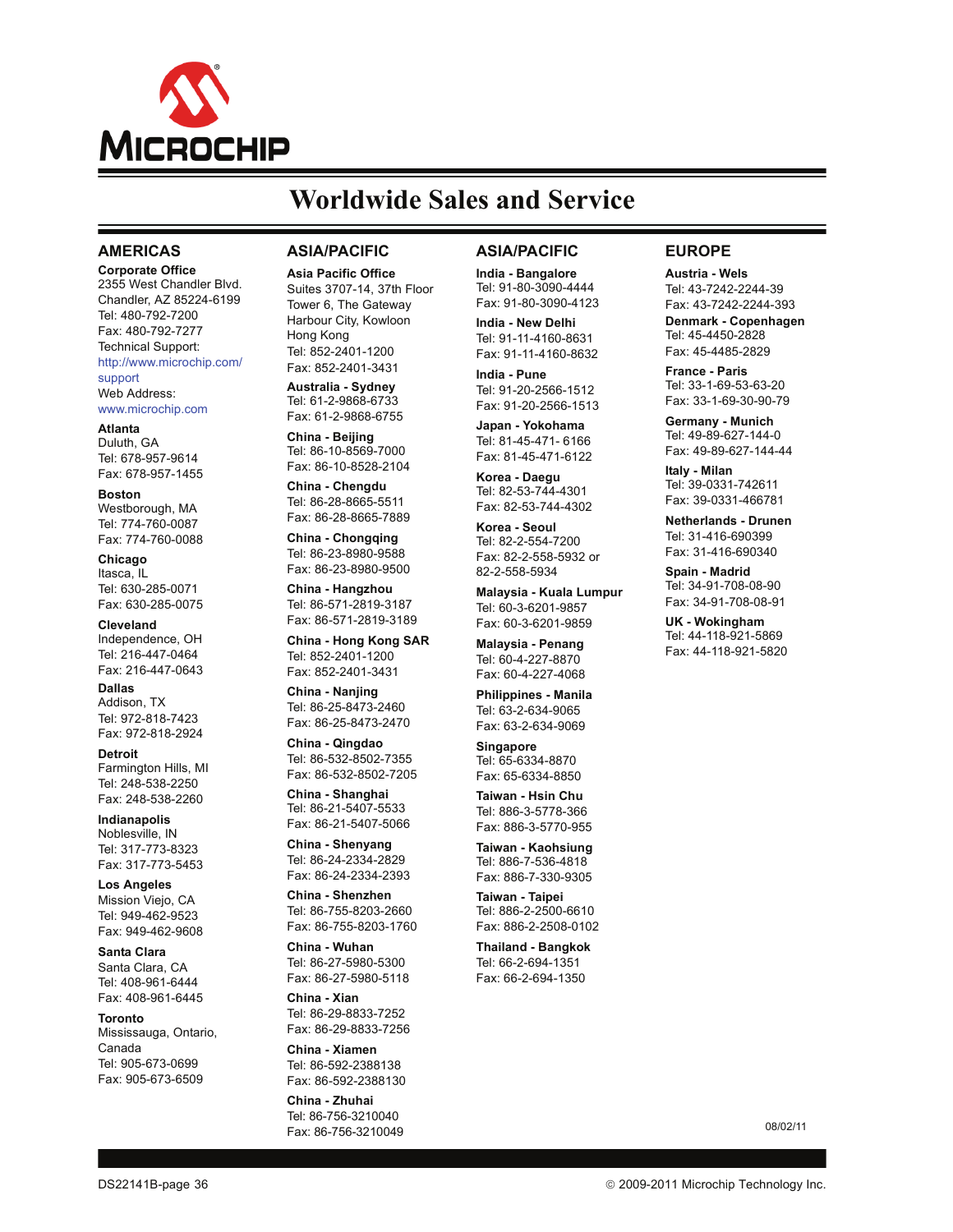# Worldwide Sales and Service

## AMERICAS

**Corporate Office**
2355 West Chandler Blvd.
Chandler, AZ 85224-6199
Tel: 480-792-7200
Fax: 480-792-7277
Technical Support:
http://www.microchip.com/support
Web Address:
www.microchip.com

**Atlanta**
Duluth, GA
Tel: 678-957-9614
Fax: 678-957-1455

**Boston**
Westborough, MA
Tel: 774-760-0087
Fax: 774-760-0088

**Chicago**
Itasca, IL
Tel: 630-285-0071
Fax: 630-285-0075

**Cleveland**
Independence, OH
Tel: 216-447-0464
Fax: 216-447-0643

**Dallas**
Addison, TX
Tel: 972-818-7423
Fax: 972-818-2924

**Detroit**
Farmington Hills, MI
Tel: 248-538-2250
Fax: 248-538-2260

**Indianapolis**
Noblesville, IN
Tel: 317-773-8323
Fax: 317-773-5453

**Los Angeles**
Mission Viejo, CA
Tel: 949-462-9523
Fax: 949-462-9608

**Santa Clara**
Santa Clara, CA
Tel: 408-961-6444
Fax: 408-961-6445

**Toronto**
Mississauga, Ontario,
Canada
Tel: 905-673-0699
Fax: 905-673-6509

## ASIA/PACIFIC

**Asia Pacific Office**
Suites 3707-14, 37th Floor
Tower 6, The Gateway
Harbour City, Kowloon
Hong Kong
Tel: 852-2401-1200
Fax: 852-2401-3431

**Australia - Sydney**
Tel: 61-2-9868-6733
Fax: 61-2-9868-6755

**China - Beijing**
Tel: 86-10-8569-7000
Fax: 86-10-8528-2104

**China - Chengdu**
Tel: 86-28-8665-5511
Fax: 86-28-8665-7889

**China - Chongqing**
Tel: 86-23-8980-9588
Fax: 86-23-8980-9500

**China - Hangzhou**
Tel: 86-571-2819-3187
Fax: 86-571-2819-3189

**China - Hong Kong SAR**
Tel: 852-2401-1200
Fax: 852-2401-3431

**China - Nanjing**
Tel: 86-25-8473-2460
Fax: 86-25-8473-2470

**China - Qingdao**
Tel: 86-532-8502-7355
Fax: 86-532-8502-7205

**China - Shanghai**
Tel: 86-21-5407-5533
Fax: 86-21-5407-5066

**China - Shenyang**
Tel: 86-24-2334-2829
Fax: 86-24-2334-2393

**China - Shenzhen**
Tel: 86-755-8203-2660
Fax: 86-755-8203-1760

**China - Wuhan**
Tel: 86-27-5980-5300
Fax: 86-27-5980-5118

**China - Xian**
Tel: 86-29-8833-7252
Fax: 86-29-8833-7256

**China - Xiamen**
Tel: 86-592-2388138
Fax: 86-592-2388130

**China - Zhuhai**
Tel: 86-756-3210040
Fax: 86-756-3210049

## ASIA/PACIFIC

**India - Bangalore**
Tel: 91-80-3090-4444
Fax: 91-80-3090-4123

**India - New Delhi**
Tel: 91-11-4160-8631
Fax: 91-11-4160-8632

**India - Pune**
Tel: 91-20-2566-1512
Fax: 91-20-2566-1513

**Japan - Yokohama**
Tel: 81-45-471- 6166
Fax: 81-45-471-6122

**Korea - Daegu**
Tel: 82-53-744-4301
Fax: 82-53-744-4302

**Korea - Seoul**
Tel: 82-2-554-7200
Fax: 82-2-558-5932 or
82-2-558-5934

**Malaysia - Kuala Lumpur**
Tel: 60-3-6201-9857
Fax: 60-3-6201-9859

**Malaysia - Penang**
Tel: 60-4-227-8870
Fax: 60-4-227-4068

**Philippines - Manila**
Tel: 63-2-634-9065
Fax: 63-2-634-9069

**Singapore**
Tel: 65-6334-8870
Fax: 65-6334-8850

**Taiwan - Hsin Chu**
Tel: 886-3-5778-366
Fax: 886-3-5770-955

**Taiwan - Kaohsiung**
Tel: 886-7-536-4818
Fax: 886-7-330-9305

**Taiwan - Taipei**
Tel: 886-2-2500-6610
Fax: 886-2-2508-0102

**Thailand - Bangkok**
Tel: 66-2-694-1351
Fax: 66-2-694-1350

## EUROPE

**Austria - Wels**
Tel: 43-7242-2244-39
Fax: 43-7242-2244-393

**Denmark - Copenhagen**
Tel: 45-4450-2828
Fax: 45-4485-2829

**France - Paris**
Tel: 33-1-69-53-63-20
Fax: 33-1-69-30-90-79

**Germany - Munich**
Tel: 49-89-627-144-0
Fax: 49-89-627-144-44

**Italy - Milan**
Tel: 39-0331-742611
Fax: 39-0331-466781

**Netherlands - Drunen**
Tel: 31-416-690399
Fax: 31-416-690340

**Spain - Madrid**
Tel: 34-91-708-08-90
Fax: 34-91-708-08-91

**UK - Wokingham**
Tel: 44-118-921-5869
Fax: 44-118-921-5820

08/02/11